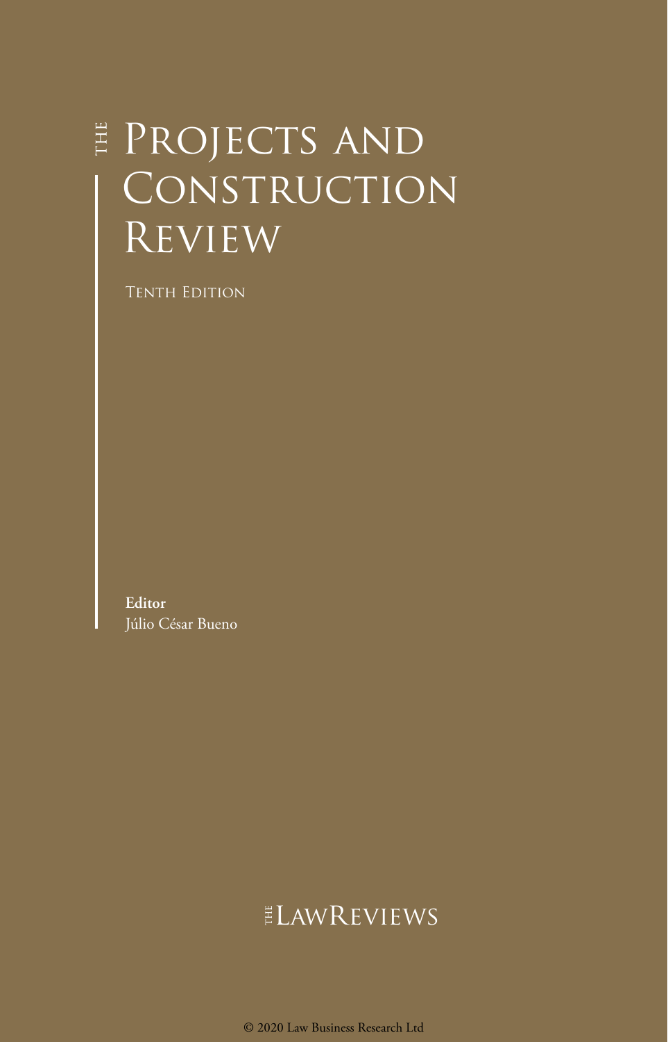# THE PROJECTS AND CONSTRUCTION REVIEW

TENTH EDITION

**Editor**
Júlio César Bueno

THE LAWREVIEWS

© 2020 Law Business Research Ltd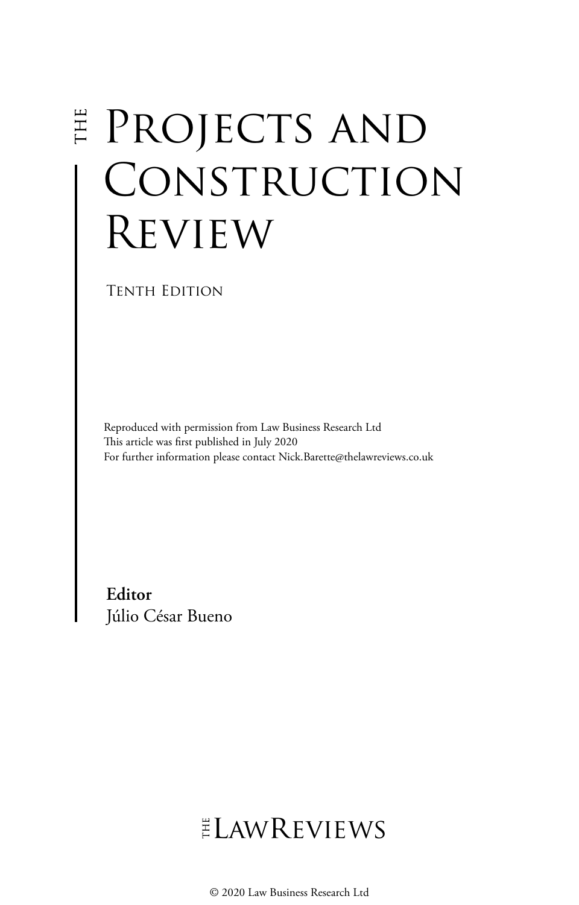# THE PROJECTS AND CONSTRUCTION REVIEW

TENTH EDITION

Reproduced with permission from Law Business Research Ltd
This article was first published in July 2020
For further information please contact Nick.Barette@thelawreviews.co.uk

**Editor**
Júlio César Bueno

THE LAWREVIEWS

© 2020 Law Business Research Ltd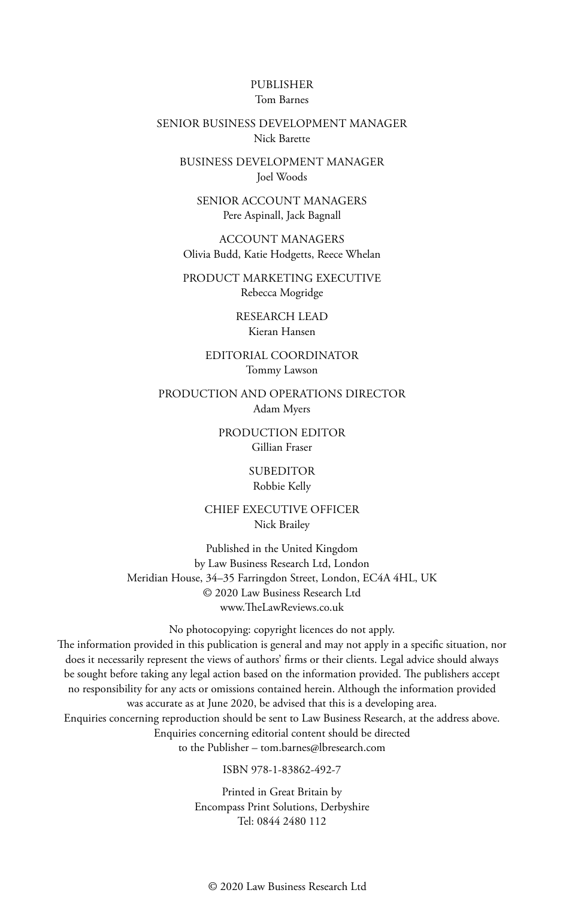PUBLISHER
Tom Barnes

SENIOR BUSINESS DEVELOPMENT MANAGER
Nick Barette

BUSINESS DEVELOPMENT MANAGER
Joel Woods

SENIOR ACCOUNT MANAGERS
Pere Aspinall, Jack Bagnall

ACCOUNT MANAGERS
Olivia Budd, Katie Hodgetts, Reece Whelan

PRODUCT MARKETING EXECUTIVE
Rebecca Mogridge

RESEARCH LEAD
Kieran Hansen

EDITORIAL COORDINATOR
Tommy Lawson

PRODUCTION AND OPERATIONS DIRECTOR
Adam Myers

PRODUCTION EDITOR
Gillian Fraser

SUBEDITOR
Robbie Kelly

CHIEF EXECUTIVE OFFICER
Nick Brailey

Published in the United Kingdom
by Law Business Research Ltd, London
Meridian House, 34–35 Farringdon Street, London, EC4A 4HL, UK
© 2020 Law Business Research Ltd
www.TheLawReviews.co.uk

No photocopying: copyright licences do not apply.
The information provided in this publication is general and may not apply in a specific situation, nor does it necessarily represent the views of authors' firms or their clients. Legal advice should always be sought before taking any legal action based on the information provided. The publishers accept no responsibility for any acts or omissions contained herein. Although the information provided was accurate as at June 2020, be advised that this is a developing area.
Enquiries concerning reproduction should be sent to Law Business Research, at the address above.
Enquiries concerning editorial content should be directed
to the Publisher – tom.barnes@lbresearch.com

ISBN 978-1-83862-492-7

Printed in Great Britain by
Encompass Print Solutions, Derbyshire
Tel: 0844 2480 112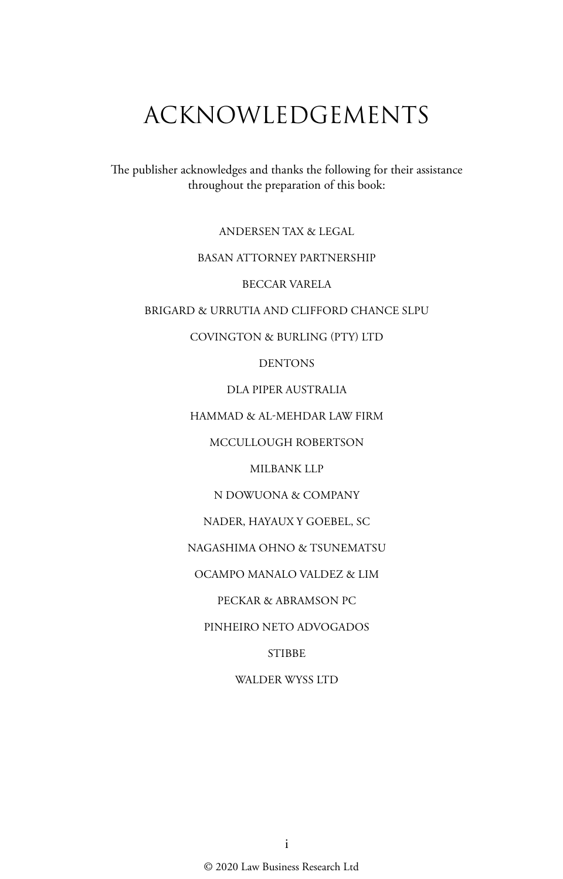# ACKNOWLEDGEMENTS

The publisher acknowledges and thanks the following for their assistance throughout the preparation of this book:

ANDERSEN TAX & LEGAL

BASAN ATTORNEY PARTNERSHIP

BECCAR VARELA

BRIGARD & URRUTIA AND CLIFFORD CHANCE SLPU

COVINGTON & BURLING (PTY) LTD

DENTONS

DLA PIPER AUSTRALIA

HAMMAD & AL-MEHDAR LAW FIRM

MCCULLOUGH ROBERTSON

MILBANK LLP

N DOWUONA & COMPANY

NADER, HAYAUX Y GOEBEL, SC

NAGASHIMA OHNO & TSUNEMATSU

OCAMPO MANALO VALDEZ & LIM

PECKAR & ABRAMSON PC

PINHEIRO NETO ADVOGADOS

STIBBE

WALDER WYSS LTD

© 2020 Law Business Research Ltd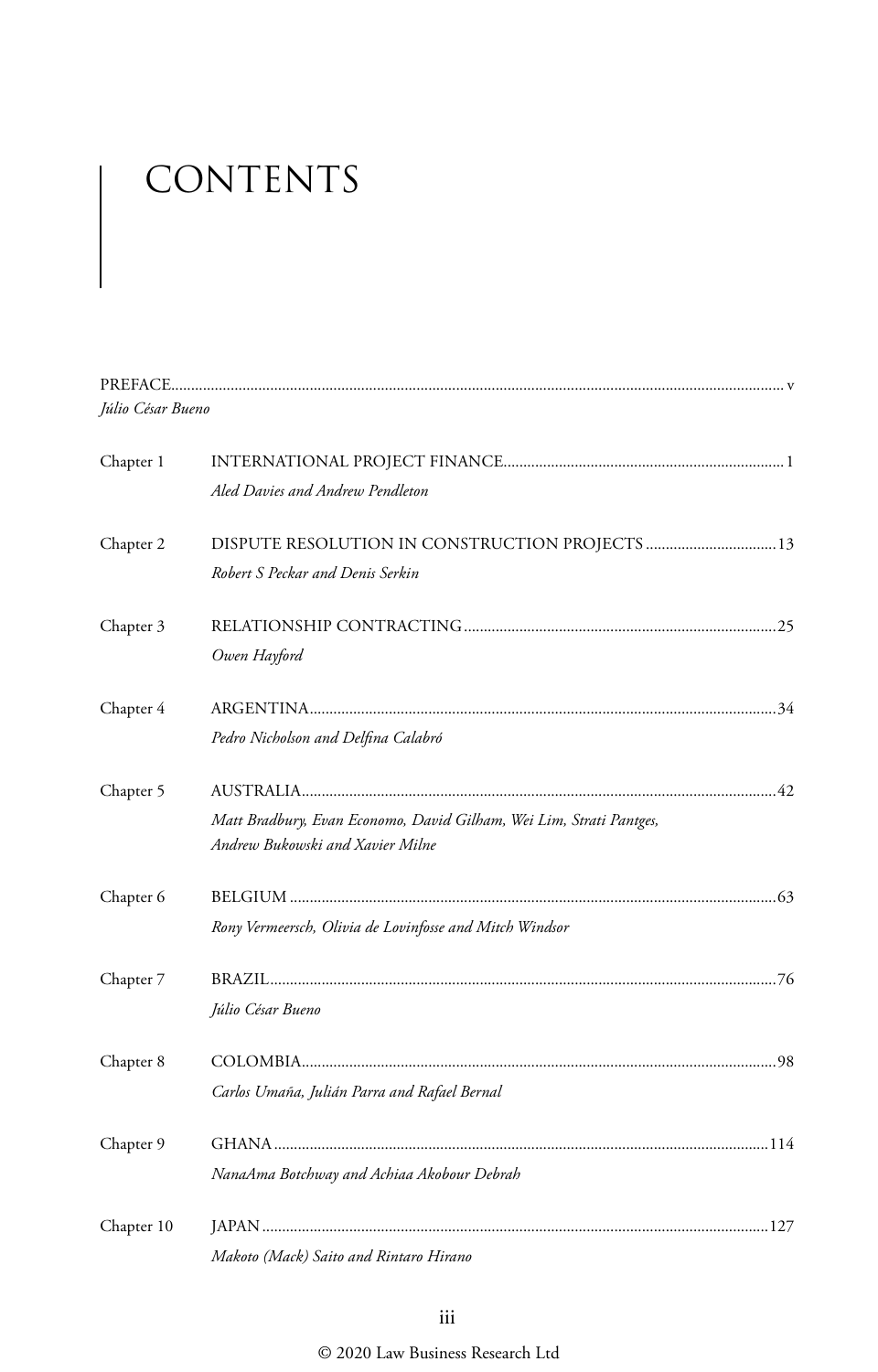# CONTENTS

PREFACE ........................................................................................................ v
*Júlio César Bueno*

Chapter 1 INTERNATIONAL PROJECT FINANCE ........................................................ 1
*Aled Davies and Andrew Pendleton*

Chapter 2 DISPUTE RESOLUTION IN CONSTRUCTION PROJECTS ................................ 13
*Robert S Peckar and Denis Serkin*

Chapter 3 RELATIONSHIP CONTRACTING ................................................................ 25
*Owen Hayford*

Chapter 4 ARGENTINA ............................................................................................ 34
*Pedro Nicholson and Delfina Calabró*

Chapter 5 AUSTRALIA ............................................................................................ 42
*Matt Bradbury, Evan Economo, David Gilham, Wei Lim, Strati Pantges, Andrew Bukowski and Xavier Milne*

Chapter 6 BELGIUM ............................................................................................... 63
*Rony Vermeersch, Olivia de Lovinfosse and Mitch Windsor*

Chapter 7 BRAZIL .................................................................................................. 76
*Júlio César Bueno*

Chapter 8 COLOMBIA ............................................................................................. 98
*Carlos Umaña, Julián Parra and Rafael Bernal*

Chapter 9 GHANA ................................................................................................ 114
*NanaAma Botchway and Achiaa Akobour Debrah*

Chapter 10 JAPAN ................................................................................................. 127
*Makoto (Mack) Saito and Rintaro Hirano*

© 2020 Law Business Research Ltd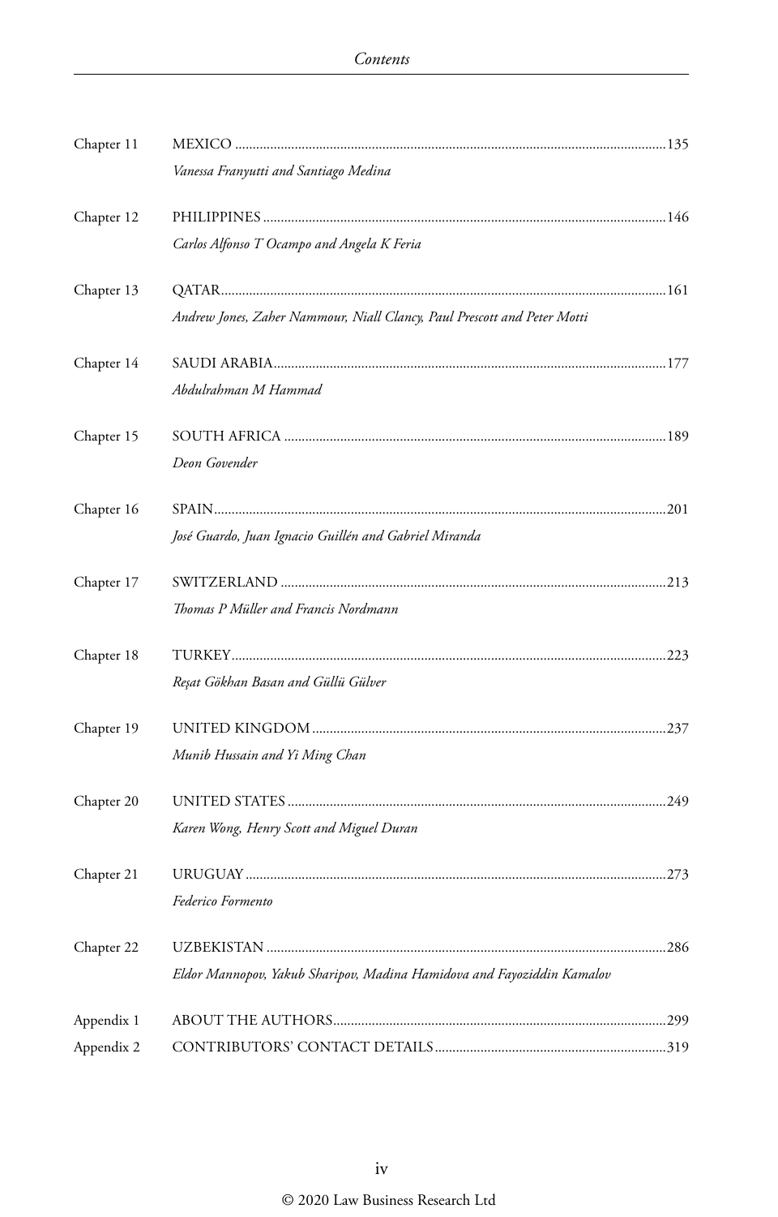| | | |
|---|---|---|
| Chapter 11 | MEXICO | 135 |
| | *Vanessa Franyutti and Santiago Medina* | |
| Chapter 12 | PHILIPPINES | 146 |
| | *Carlos Alfonso T Ocampo and Angela K Feria* | |
| Chapter 13 | QATAR | 161 |
| | *Andrew Jones, Zaher Nammour, Niall Clancy, Paul Prescott and Peter Motti* | |
| Chapter 14 | SAUDI ARABIA | 177 |
| | *Abdulrahman M Hammad* | |
| Chapter 15 | SOUTH AFRICA | 189 |
| | *Deon Govender* | |
| Chapter 16 | SPAIN | 201 |
| | *José Guardo, Juan Ignacio Guillén and Gabriel Miranda* | |
| Chapter 17 | SWITZERLAND | 213 |
| | *Thomas P Müller and Francis Nordmann* | |
| Chapter 18 | TURKEY | 223 |
| | *Reşat Gökhan Basan and Güllü Gülver* | |
| Chapter 19 | UNITED KINGDOM | 237 |
| | *Munib Hussain and Yi Ming Chan* | |
| Chapter 20 | UNITED STATES | 249 |
| | *Karen Wong, Henry Scott and Miguel Duran* | |
| Chapter 21 | URUGUAY | 273 |
| | *Federico Formento* | |
| Chapter 22 | UZBEKISTAN | 286 |
| | *Eldor Mannopov, Yakub Sharipov, Madina Hamidova and Fayoziddin Kamalov* | |
| Appendix 1 | ABOUT THE AUTHORS | 299 |
| Appendix 2 | CONTRIBUTORS' CONTACT DETAILS | 319 |

© 2020 Law Business Research Ltd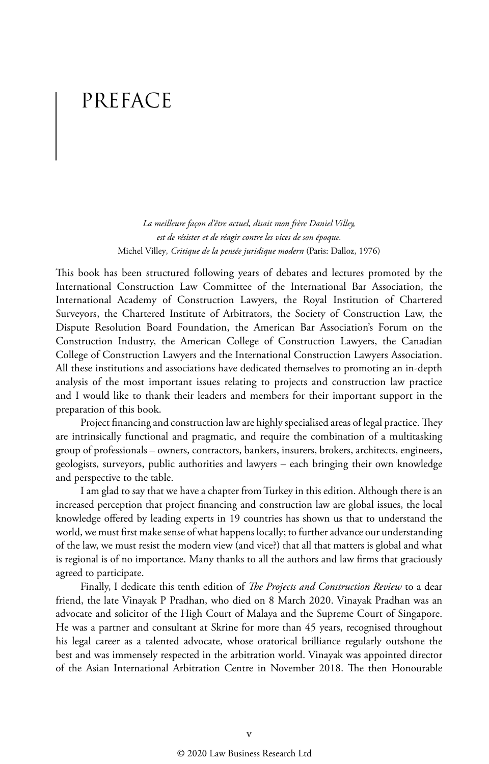# PREFACE

*La meilleure façon d'être actuel, disait mon frère Daniel Villey, est de résister et de réagir contre les vices de son époque.*
Michel Villey*, Critique de la pensée juridique modern* (Paris: Dalloz, 1976)

This book has been structured following years of debates and lectures promoted by the International Construction Law Committee of the International Bar Association, the International Academy of Construction Lawyers, the Royal Institution of Chartered Surveyors, the Chartered Institute of Arbitrators, the Society of Construction Law, the Dispute Resolution Board Foundation, the American Bar Association's Forum on the Construction Industry, the American College of Construction Lawyers, the Canadian College of Construction Lawyers and the International Construction Lawyers Association. All these institutions and associations have dedicated themselves to promoting an in-depth analysis of the most important issues relating to projects and construction law practice and I would like to thank their leaders and members for their important support in the preparation of this book.

Project financing and construction law are highly specialised areas of legal practice. They are intrinsically functional and pragmatic, and require the combination of a multitasking group of professionals – owners, contractors, bankers, insurers, brokers, architects, engineers, geologists, surveyors, public authorities and lawyers – each bringing their own knowledge and perspective to the table.

I am glad to say that we have a chapter from Turkey in this edition. Although there is an increased perception that project financing and construction law are global issues, the local knowledge offered by leading experts in 19 countries has shown us that to understand the world, we must first make sense of what happens locally; to further advance our understanding of the law, we must resist the modern view (and vice?) that all that matters is global and what is regional is of no importance. Many thanks to all the authors and law firms that graciously agreed to participate.

Finally, I dedicate this tenth edition of *The Projects and Construction Review* to a dear friend, the late Vinayak P Pradhan, who died on 8 March 2020. Vinayak Pradhan was an advocate and solicitor of the High Court of Malaya and the Supreme Court of Singapore. He was a partner and consultant at Skrine for more than 45 years, recognised throughout his legal career as a talented advocate, whose oratorical brilliance regularly outshone the best and was immensely respected in the arbitration world. Vinayak was appointed director of the Asian International Arbitration Centre in November 2018. The then Honourable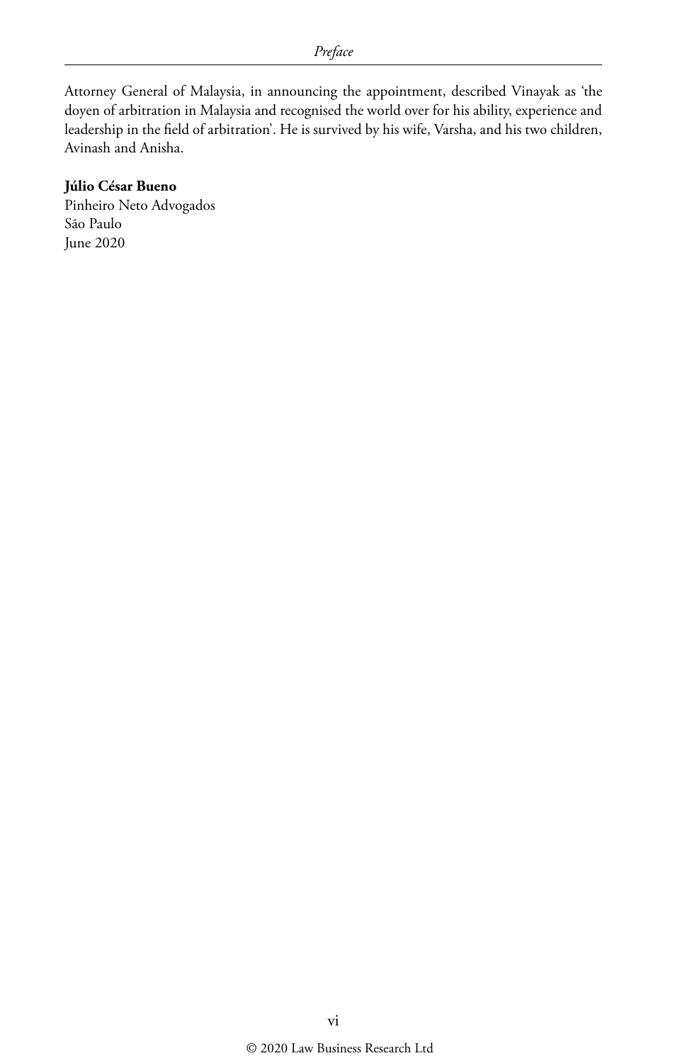Attorney General of Malaysia, in announcing the appointment, described Vinayak as 'the doyen of arbitration in Malaysia and recognised the world over for his ability, experience and leadership in the field of arbitration'. He is survived by his wife, Varsha, and his two children, Avinash and Anisha.

**Júlio César Bueno**
Pinheiro Neto Advogados
São Paulo
June 2020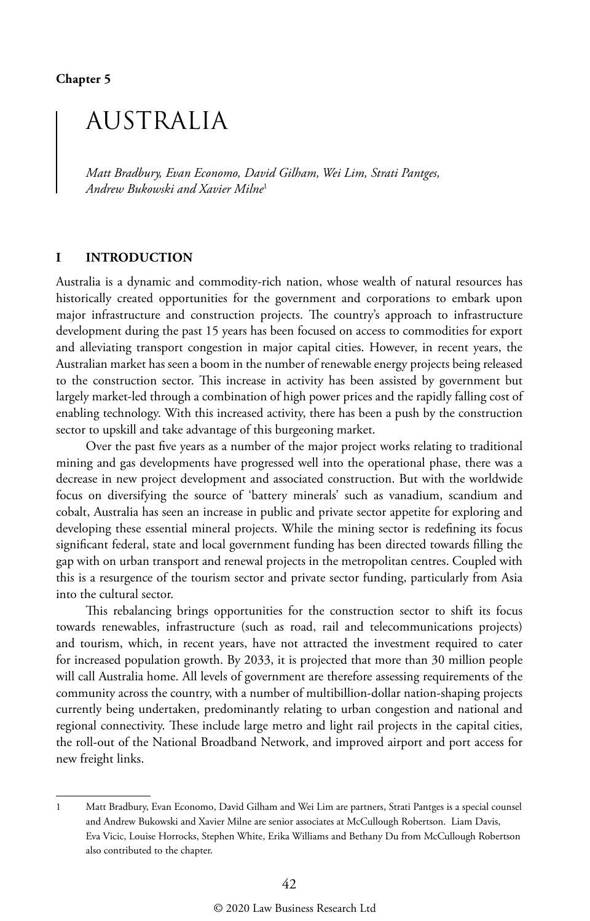Chapter 5

# AUSTRALIA

*Matt Bradbury, Evan Economo, David Gilham, Wei Lim, Strati Pantges, Andrew Bukowski and Xavier Milne*[1]

## I INTRODUCTION

Australia is a dynamic and commodity-rich nation, whose wealth of natural resources has historically created opportunities for the government and corporations to embark upon major infrastructure and construction projects. The country's approach to infrastructure development during the past 15 years has been focused on access to commodities for export and alleviating transport congestion in major capital cities. However, in recent years, the Australian market has seen a boom in the number of renewable energy projects being released to the construction sector. This increase in activity has been assisted by government but largely market-led through a combination of high power prices and the rapidly falling cost of enabling technology. With this increased activity, there has been a push by the construction sector to upskill and take advantage of this burgeoning market.

Over the past five years as a number of the major project works relating to traditional mining and gas developments have progressed well into the operational phase, there was a decrease in new project development and associated construction. But with the worldwide focus on diversifying the source of 'battery minerals' such as vanadium, scandium and cobalt, Australia has seen an increase in public and private sector appetite for exploring and developing these essential mineral projects. While the mining sector is redefining its focus significant federal, state and local government funding has been directed towards filling the gap with on urban transport and renewal projects in the metropolitan centres. Coupled with this is a resurgence of the tourism sector and private sector funding, particularly from Asia into the cultural sector.

This rebalancing brings opportunities for the construction sector to shift its focus towards renewables, infrastructure (such as road, rail and telecommunications projects) and tourism, which, in recent years, have not attracted the investment required to cater for increased population growth. By 2033, it is projected that more than 30 million people will call Australia home. All levels of government are therefore assessing requirements of the community across the country, with a number of multibillion-dollar nation-shaping projects currently being undertaken, predominantly relating to urban congestion and national and regional connectivity. These include large metro and light rail projects in the capital cities, the roll-out of the National Broadband Network, and improved airport and port access for new freight links.

---

1 Matt Bradbury, Evan Economo, David Gilham and Wei Lim are partners, Strati Pantges is a special counsel and Andrew Bukowski and Xavier Milne are senior associates at McCullough Robertson. Liam Davis, Eva Vicic, Louise Horrocks, Stephen White, Erika Williams and Bethany Du from McCullough Robertson also contributed to the chapter.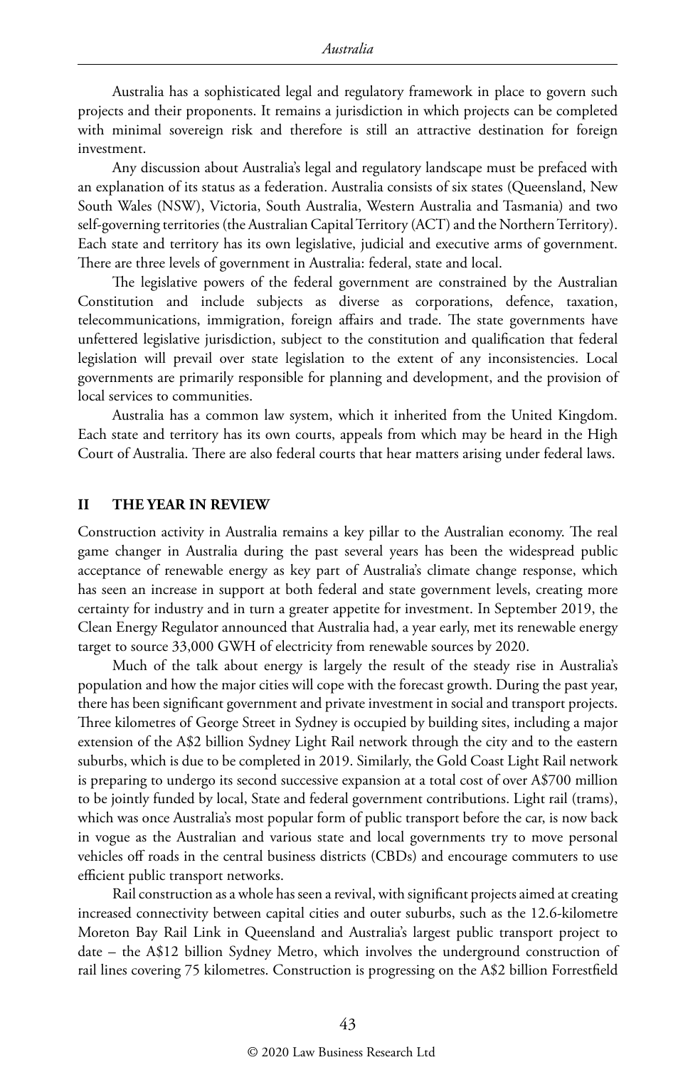Australia has a sophisticated legal and regulatory framework in place to govern such projects and their proponents. It remains a jurisdiction in which projects can be completed with minimal sovereign risk and therefore is still an attractive destination for foreign investment.

Any discussion about Australia's legal and regulatory landscape must be prefaced with an explanation of its status as a federation. Australia consists of six states (Queensland, New South Wales (NSW), Victoria, South Australia, Western Australia and Tasmania) and two self-governing territories (the Australian Capital Territory (ACT) and the Northern Territory). Each state and territory has its own legislative, judicial and executive arms of government. There are three levels of government in Australia: federal, state and local.

The legislative powers of the federal government are constrained by the Australian Constitution and include subjects as diverse as corporations, defence, taxation, telecommunications, immigration, foreign affairs and trade. The state governments have unfettered legislative jurisdiction, subject to the constitution and qualification that federal legislation will prevail over state legislation to the extent of any inconsistencies. Local governments are primarily responsible for planning and development, and the provision of local services to communities.

Australia has a common law system, which it inherited from the United Kingdom. Each state and territory has its own courts, appeals from which may be heard in the High Court of Australia. There are also federal courts that hear matters arising under federal laws.

## II THE YEAR IN REVIEW

Construction activity in Australia remains a key pillar to the Australian economy. The real game changer in Australia during the past several years has been the widespread public acceptance of renewable energy as key part of Australia's climate change response, which has seen an increase in support at both federal and state government levels, creating more certainty for industry and in turn a greater appetite for investment. In September 2019, the Clean Energy Regulator announced that Australia had, a year early, met its renewable energy target to source 33,000 GWH of electricity from renewable sources by 2020.

Much of the talk about energy is largely the result of the steady rise in Australia's population and how the major cities will cope with the forecast growth. During the past year, there has been significant government and private investment in social and transport projects. Three kilometres of George Street in Sydney is occupied by building sites, including a major extension of the A$2 billion Sydney Light Rail network through the city and to the eastern suburbs, which is due to be completed in 2019. Similarly, the Gold Coast Light Rail network is preparing to undergo its second successive expansion at a total cost of over A$700 million to be jointly funded by local, State and federal government contributions. Light rail (trams), which was once Australia's most popular form of public transport before the car, is now back in vogue as the Australian and various state and local governments try to move personal vehicles off roads in the central business districts (CBDs) and encourage commuters to use efficient public transport networks.

Rail construction as a whole has seen a revival, with significant projects aimed at creating increased connectivity between capital cities and outer suburbs, such as the 12.6-kilometre Moreton Bay Rail Link in Queensland and Australia's largest public transport project to date – the A$12 billion Sydney Metro, which involves the underground construction of rail lines covering 75 kilometres. Construction is progressing on the A$2 billion Forrestfield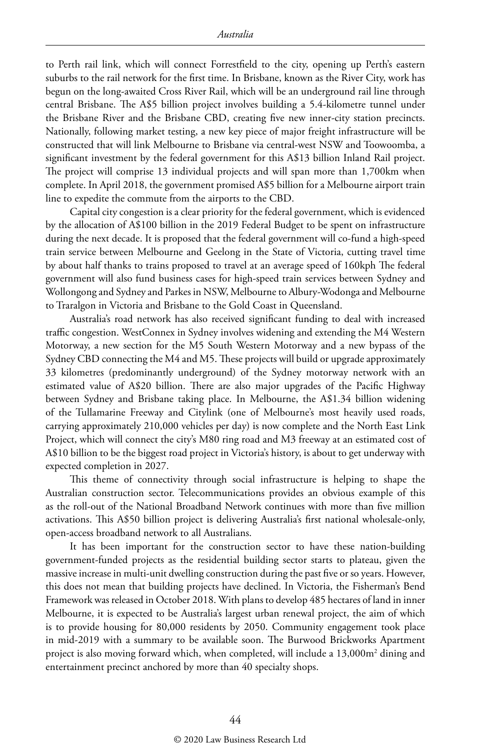to Perth rail link, which will connect Forrestfield to the city, opening up Perth's eastern suburbs to the rail network for the first time. In Brisbane, known as the River City, work has begun on the long-awaited Cross River Rail, which will be an underground rail line through central Brisbane. The A$5 billion project involves building a 5.4-kilometre tunnel under the Brisbane River and the Brisbane CBD, creating five new inner-city station precincts. Nationally, following market testing, a new key piece of major freight infrastructure will be constructed that will link Melbourne to Brisbane via central-west NSW and Toowoomba, a significant investment by the federal government for this A$13 billion Inland Rail project. The project will comprise 13 individual projects and will span more than 1,700km when complete. In April 2018, the government promised A$5 billion for a Melbourne airport train line to expedite the commute from the airports to the CBD.

Capital city congestion is a clear priority for the federal government, which is evidenced by the allocation of A$100 billion in the 2019 Federal Budget to be spent on infrastructure during the next decade. It is proposed that the federal government will co-fund a high-speed train service between Melbourne and Geelong in the State of Victoria, cutting travel time by about half thanks to trains proposed to travel at an average speed of 160kph The federal government will also fund business cases for high-speed train services between Sydney and Wollongong and Sydney and Parkes in NSW, Melbourne to Albury-Wodonga and Melbourne to Traralgon in Victoria and Brisbane to the Gold Coast in Queensland.

Australia's road network has also received significant funding to deal with increased traffic congestion. WestConnex in Sydney involves widening and extending the M4 Western Motorway, a new section for the M5 South Western Motorway and a new bypass of the Sydney CBD connecting the M4 and M5. These projects will build or upgrade approximately 33 kilometres (predominantly underground) of the Sydney motorway network with an estimated value of A$20 billion. There are also major upgrades of the Pacific Highway between Sydney and Brisbane taking place. In Melbourne, the A$1.34 billion widening of the Tullamarine Freeway and Citylink (one of Melbourne's most heavily used roads, carrying approximately 210,000 vehicles per day) is now complete and the North East Link Project, which will connect the city's M80 ring road and M3 freeway at an estimated cost of A$10 billion to be the biggest road project in Victoria's history, is about to get underway with expected completion in 2027.

This theme of connectivity through social infrastructure is helping to shape the Australian construction sector. Telecommunications provides an obvious example of this as the roll-out of the National Broadband Network continues with more than five million activations. This A$50 billion project is delivering Australia's first national wholesale-only, open-access broadband network to all Australians.

It has been important for the construction sector to have these nation-building government-funded projects as the residential building sector starts to plateau, given the massive increase in multi-unit dwelling construction during the past five or so years. However, this does not mean that building projects have declined. In Victoria, the Fisherman's Bend Framework was released in October 2018. With plans to develop 485 hectares of land in inner Melbourne, it is expected to be Australia's largest urban renewal project, the aim of which is to provide housing for 80,000 residents by 2050. Community engagement took place in mid-2019 with a summary to be available soon. The Burwood Brickworks Apartment project is also moving forward which, when completed, will include a 13,000m$^2$ dining and entertainment precinct anchored by more than 40 specialty shops.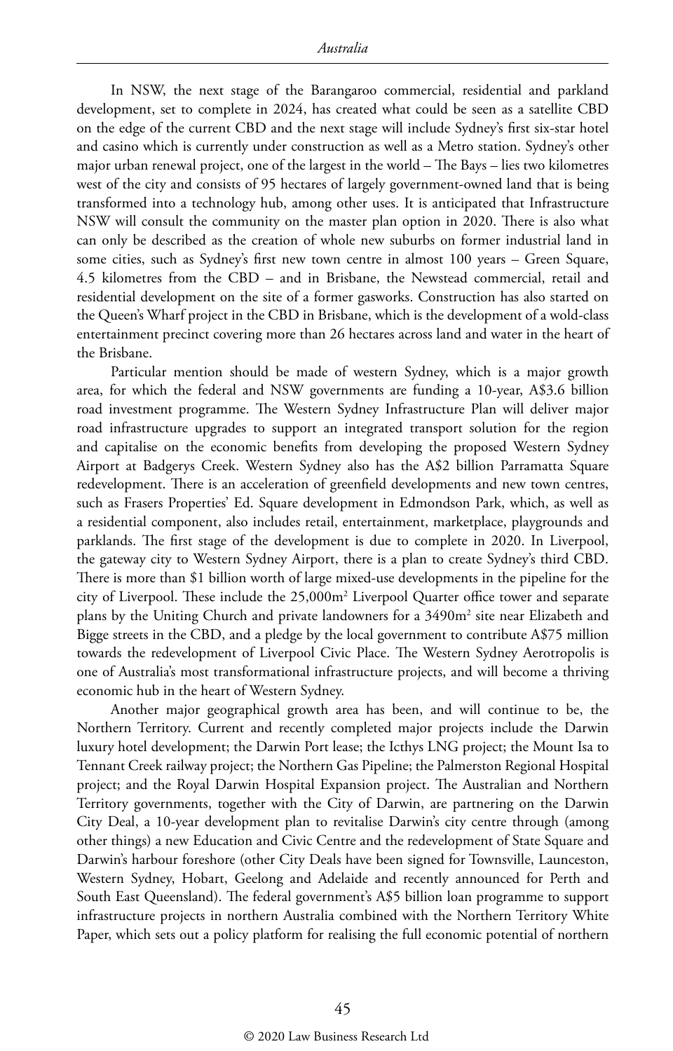In NSW, the next stage of the Barangaroo commercial, residential and parkland development, set to complete in 2024, has created what could be seen as a satellite CBD on the edge of the current CBD and the next stage will include Sydney's first six-star hotel and casino which is currently under construction as well as a Metro station. Sydney's other major urban renewal project, one of the largest in the world – The Bays – lies two kilometres west of the city and consists of 95 hectares of largely government-owned land that is being transformed into a technology hub, among other uses. It is anticipated that Infrastructure NSW will consult the community on the master plan option in 2020. There is also what can only be described as the creation of whole new suburbs on former industrial land in some cities, such as Sydney's first new town centre in almost 100 years – Green Square, 4.5 kilometres from the CBD – and in Brisbane, the Newstead commercial, retail and residential development on the site of a former gasworks. Construction has also started on the Queen's Wharf project in the CBD in Brisbane, which is the development of a wold-class entertainment precinct covering more than 26 hectares across land and water in the heart of the Brisbane.

Particular mention should be made of western Sydney, which is a major growth area, for which the federal and NSW governments are funding a 10-year, A$3.6 billion road investment programme. The Western Sydney Infrastructure Plan will deliver major road infrastructure upgrades to support an integrated transport solution for the region and capitalise on the economic benefits from developing the proposed Western Sydney Airport at Badgerys Creek. Western Sydney also has the A$2 billion Parramatta Square redevelopment. There is an acceleration of greenfield developments and new town centres, such as Frasers Properties' Ed. Square development in Edmondson Park, which, as well as a residential component, also includes retail, entertainment, marketplace, playgrounds and parklands. The first stage of the development is due to complete in 2020. In Liverpool, the gateway city to Western Sydney Airport, there is a plan to create Sydney's third CBD. There is more than $1 billion worth of large mixed-use developments in the pipeline for the city of Liverpool. These include the 25,000m$^2$ Liverpool Quarter office tower and separate plans by the Uniting Church and private landowners for a 3490m$^2$ site near Elizabeth and Bigge streets in the CBD, and a pledge by the local government to contribute A$75 million towards the redevelopment of Liverpool Civic Place. The Western Sydney Aerotropolis is one of Australia's most transformational infrastructure projects, and will become a thriving economic hub in the heart of Western Sydney.

Another major geographical growth area has been, and will continue to be, the Northern Territory. Current and recently completed major projects include the Darwin luxury hotel development; the Darwin Port lease; the Icthys LNG project; the Mount Isa to Tennant Creek railway project; the Northern Gas Pipeline; the Palmerston Regional Hospital project; and the Royal Darwin Hospital Expansion project. The Australian and Northern Territory governments, together with the City of Darwin, are partnering on the Darwin City Deal, a 10-year development plan to revitalise Darwin's city centre through (among other things) a new Education and Civic Centre and the redevelopment of State Square and Darwin's harbour foreshore (other City Deals have been signed for Townsville, Launceston, Western Sydney, Hobart, Geelong and Adelaide and recently announced for Perth and South East Queensland). The federal government's A$5 billion loan programme to support infrastructure projects in northern Australia combined with the Northern Territory White Paper, which sets out a policy platform for realising the full economic potential of northern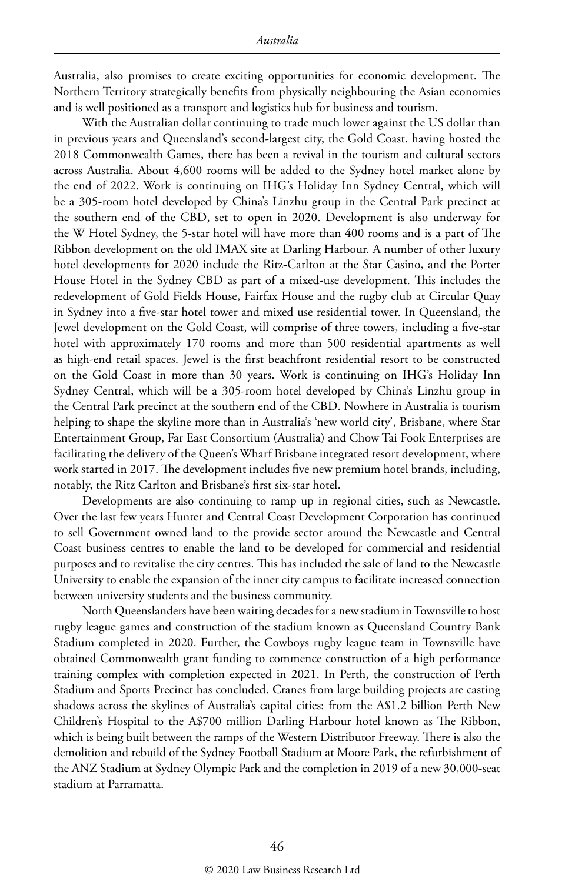Australia, also promises to create exciting opportunities for economic development. The Northern Territory strategically benefits from physically neighbouring the Asian economies and is well positioned as a transport and logistics hub for business and tourism.

With the Australian dollar continuing to trade much lower against the US dollar than in previous years and Queensland's second-largest city, the Gold Coast, having hosted the 2018 Commonwealth Games, there has been a revival in the tourism and cultural sectors across Australia. About 4,600 rooms will be added to the Sydney hotel market alone by the end of 2022. Work is continuing on IHG's Holiday Inn Sydney Central, which will be a 305-room hotel developed by China's Linzhu group in the Central Park precinct at the southern end of the CBD, set to open in 2020. Development is also underway for the W Hotel Sydney, the 5-star hotel will have more than 400 rooms and is a part of The Ribbon development on the old IMAX site at Darling Harbour. A number of other luxury hotel developments for 2020 include the Ritz-Carlton at the Star Casino, and the Porter House Hotel in the Sydney CBD as part of a mixed-use development. This includes the redevelopment of Gold Fields House, Fairfax House and the rugby club at Circular Quay in Sydney into a five-star hotel tower and mixed use residential tower. In Queensland, the Jewel development on the Gold Coast, will comprise of three towers, including a five-star hotel with approximately 170 rooms and more than 500 residential apartments as well as high-end retail spaces. Jewel is the first beachfront residential resort to be constructed on the Gold Coast in more than 30 years. Work is continuing on IHG's Holiday Inn Sydney Central, which will be a 305-room hotel developed by China's Linzhu group in the Central Park precinct at the southern end of the CBD. Nowhere in Australia is tourism helping to shape the skyline more than in Australia's 'new world city', Brisbane, where Star Entertainment Group, Far East Consortium (Australia) and Chow Tai Fook Enterprises are facilitating the delivery of the Queen's Wharf Brisbane integrated resort development, where work started in 2017. The development includes five new premium hotel brands, including, notably, the Ritz Carlton and Brisbane's first six-star hotel.

Developments are also continuing to ramp up in regional cities, such as Newcastle. Over the last few years Hunter and Central Coast Development Corporation has continued to sell Government owned land to the provide sector around the Newcastle and Central Coast business centres to enable the land to be developed for commercial and residential purposes and to revitalise the city centres. This has included the sale of land to the Newcastle University to enable the expansion of the inner city campus to facilitate increased connection between university students and the business community.

North Queenslanders have been waiting decades for a new stadium in Townsville to host rugby league games and construction of the stadium known as Queensland Country Bank Stadium completed in 2020. Further, the Cowboys rugby league team in Townsville have obtained Commonwealth grant funding to commence construction of a high performance training complex with completion expected in 2021. In Perth, the construction of Perth Stadium and Sports Precinct has concluded. Cranes from large building projects are casting shadows across the skylines of Australia's capital cities: from the A$1.2 billion Perth New Children's Hospital to the A$700 million Darling Harbour hotel known as The Ribbon, which is being built between the ramps of the Western Distributor Freeway. There is also the demolition and rebuild of the Sydney Football Stadium at Moore Park, the refurbishment of the ANZ Stadium at Sydney Olympic Park and the completion in 2019 of a new 30,000-seat stadium at Parramatta.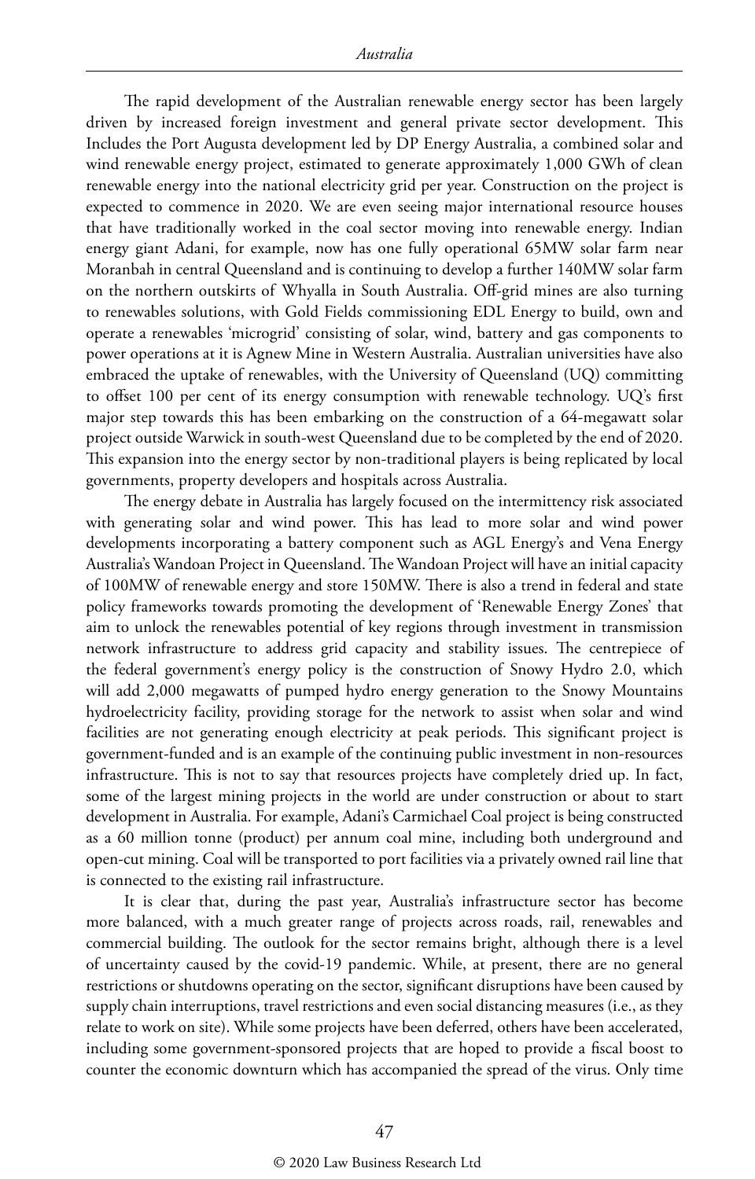The rapid development of the Australian renewable energy sector has been largely driven by increased foreign investment and general private sector development. This Includes the Port Augusta development led by DP Energy Australia, a combined solar and wind renewable energy project, estimated to generate approximately 1,000 GWh of clean renewable energy into the national electricity grid per year. Construction on the project is expected to commence in 2020. We are even seeing major international resource houses that have traditionally worked in the coal sector moving into renewable energy. Indian energy giant Adani, for example, now has one fully operational 65MW solar farm near Moranbah in central Queensland and is continuing to develop a further 140MW solar farm on the northern outskirts of Whyalla in South Australia. Off-grid mines are also turning to renewables solutions, with Gold Fields commissioning EDL Energy to build, own and operate a renewables 'microgrid' consisting of solar, wind, battery and gas components to power operations at it is Agnew Mine in Western Australia. Australian universities have also embraced the uptake of renewables, with the University of Queensland (UQ) committing to offset 100 per cent of its energy consumption with renewable technology. UQ's first major step towards this has been embarking on the construction of a 64-megawatt solar project outside Warwick in south-west Queensland due to be completed by the end of 2020. This expansion into the energy sector by non-traditional players is being replicated by local governments, property developers and hospitals across Australia.

The energy debate in Australia has largely focused on the intermittency risk associated with generating solar and wind power. This has lead to more solar and wind power developments incorporating a battery component such as AGL Energy's and Vena Energy Australia's Wandoan Project in Queensland. The Wandoan Project will have an initial capacity of 100MW of renewable energy and store 150MW. There is also a trend in federal and state policy frameworks towards promoting the development of 'Renewable Energy Zones' that aim to unlock the renewables potential of key regions through investment in transmission network infrastructure to address grid capacity and stability issues. The centrepiece of the federal government's energy policy is the construction of Snowy Hydro 2.0, which will add 2,000 megawatts of pumped hydro energy generation to the Snowy Mountains hydroelectricity facility, providing storage for the network to assist when solar and wind facilities are not generating enough electricity at peak periods. This significant project is government-funded and is an example of the continuing public investment in non-resources infrastructure. This is not to say that resources projects have completely dried up. In fact, some of the largest mining projects in the world are under construction or about to start development in Australia. For example, Adani's Carmichael Coal project is being constructed as a 60 million tonne (product) per annum coal mine, including both underground and open-cut mining. Coal will be transported to port facilities via a privately owned rail line that is connected to the existing rail infrastructure.

It is clear that, during the past year, Australia's infrastructure sector has become more balanced, with a much greater range of projects across roads, rail, renewables and commercial building. The outlook for the sector remains bright, although there is a level of uncertainty caused by the covid-19 pandemic. While, at present, there are no general restrictions or shutdowns operating on the sector, significant disruptions have been caused by supply chain interruptions, travel restrictions and even social distancing measures (i.e., as they relate to work on site). While some projects have been deferred, others have been accelerated, including some government-sponsored projects that are hoped to provide a fiscal boost to counter the economic downturn which has accompanied the spread of the virus. Only time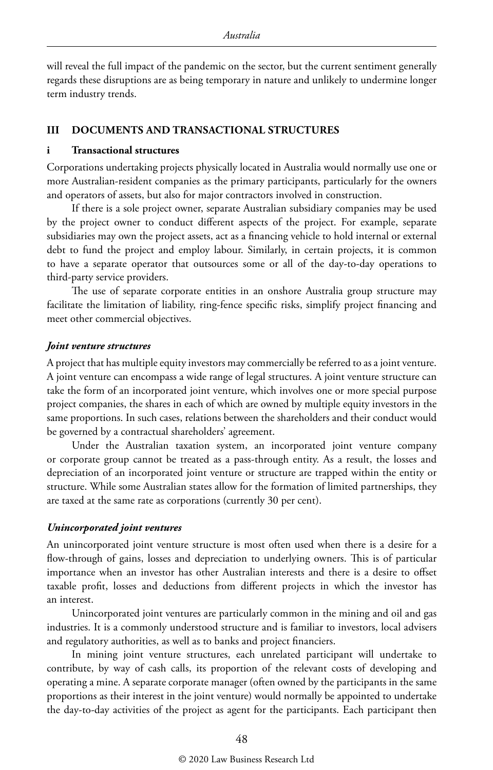will reveal the full impact of the pandemic on the sector, but the current sentiment generally regards these disruptions are as being temporary in nature and unlikely to undermine longer term industry trends.

## III DOCUMENTS AND TRANSACTIONAL STRUCTURES

### i Transactional structures

Corporations undertaking projects physically located in Australia would normally use one or more Australian-resident companies as the primary participants, particularly for the owners and operators of assets, but also for major contractors involved in construction.

If there is a sole project owner, separate Australian subsidiary companies may be used by the project owner to conduct different aspects of the project. For example, separate subsidiaries may own the project assets, act as a financing vehicle to hold internal or external debt to fund the project and employ labour. Similarly, in certain projects, it is common to have a separate operator that outsources some or all of the day-to-day operations to third-party service providers.

The use of separate corporate entities in an onshore Australia group structure may facilitate the limitation of liability, ring-fence specific risks, simplify project financing and meet other commercial objectives.

#### *Joint venture structures*

A project that has multiple equity investors may commercially be referred to as a joint venture. A joint venture can encompass a wide range of legal structures. A joint venture structure can take the form of an incorporated joint venture, which involves one or more special purpose project companies, the shares in each of which are owned by multiple equity investors in the same proportions. In such cases, relations between the shareholders and their conduct would be governed by a contractual shareholders' agreement.

Under the Australian taxation system, an incorporated joint venture company or corporate group cannot be treated as a pass-through entity. As a result, the losses and depreciation of an incorporated joint venture or structure are trapped within the entity or structure. While some Australian states allow for the formation of limited partnerships, they are taxed at the same rate as corporations (currently 30 per cent).

#### *Unincorporated joint ventures*

An unincorporated joint venture structure is most often used when there is a desire for a flow-through of gains, losses and depreciation to underlying owners. This is of particular importance when an investor has other Australian interests and there is a desire to offset taxable profit, losses and deductions from different projects in which the investor has an interest.

Unincorporated joint ventures are particularly common in the mining and oil and gas industries. It is a commonly understood structure and is familiar to investors, local advisers and regulatory authorities, as well as to banks and project financiers.

In mining joint venture structures, each unrelated participant will undertake to contribute, by way of cash calls, its proportion of the relevant costs of developing and operating a mine. A separate corporate manager (often owned by the participants in the same proportions as their interest in the joint venture) would normally be appointed to undertake the day-to-day activities of the project as agent for the participants. Each participant then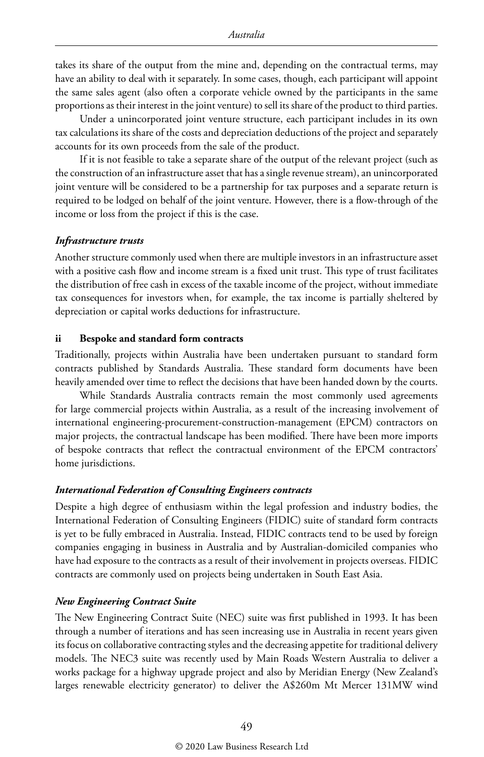takes its share of the output from the mine and, depending on the contractual terms, may have an ability to deal with it separately. In some cases, though, each participant will appoint the same sales agent (also often a corporate vehicle owned by the participants in the same proportions as their interest in the joint venture) to sell its share of the product to third parties.

Under a unincorporated joint venture structure, each participant includes in its own tax calculations its share of the costs and depreciation deductions of the project and separately accounts for its own proceeds from the sale of the product.

If it is not feasible to take a separate share of the output of the relevant project (such as the construction of an infrastructure asset that has a single revenue stream), an unincorporated joint venture will be considered to be a partnership for tax purposes and a separate return is required to be lodged on behalf of the joint venture. However, there is a flow-through of the income or loss from the project if this is the case.

#### *Infrastructure trusts*

Another structure commonly used when there are multiple investors in an infrastructure asset with a positive cash flow and income stream is a fixed unit trust. This type of trust facilitates the distribution of free cash in excess of the taxable income of the project, without immediate tax consequences for investors when, for example, the tax income is partially sheltered by depreciation or capital works deductions for infrastructure.

### ii Bespoke and standard form contracts

Traditionally, projects within Australia have been undertaken pursuant to standard form contracts published by Standards Australia. These standard form documents have been heavily amended over time to reflect the decisions that have been handed down by the courts.

While Standards Australia contracts remain the most commonly used agreements for large commercial projects within Australia, as a result of the increasing involvement of international engineering-procurement-construction-management (EPCM) contractors on major projects, the contractual landscape has been modified. There have been more imports of bespoke contracts that reflect the contractual environment of the EPCM contractors' home jurisdictions.

#### *International Federation of Consulting Engineers contracts*

Despite a high degree of enthusiasm within the legal profession and industry bodies, the International Federation of Consulting Engineers (FIDIC) suite of standard form contracts is yet to be fully embraced in Australia. Instead, FIDIC contracts tend to be used by foreign companies engaging in business in Australia and by Australian-domiciled companies who have had exposure to the contracts as a result of their involvement in projects overseas. FIDIC contracts are commonly used on projects being undertaken in South East Asia.

#### *New Engineering Contract Suite*

The New Engineering Contract Suite (NEC) suite was first published in 1993. It has been through a number of iterations and has seen increasing use in Australia in recent years given its focus on collaborative contracting styles and the decreasing appetite for traditional delivery models. The NEC3 suite was recently used by Main Roads Western Australia to deliver a works package for a highway upgrade project and also by Meridian Energy (New Zealand's larges renewable electricity generator) to deliver the A$260m Mt Mercer 131MW wind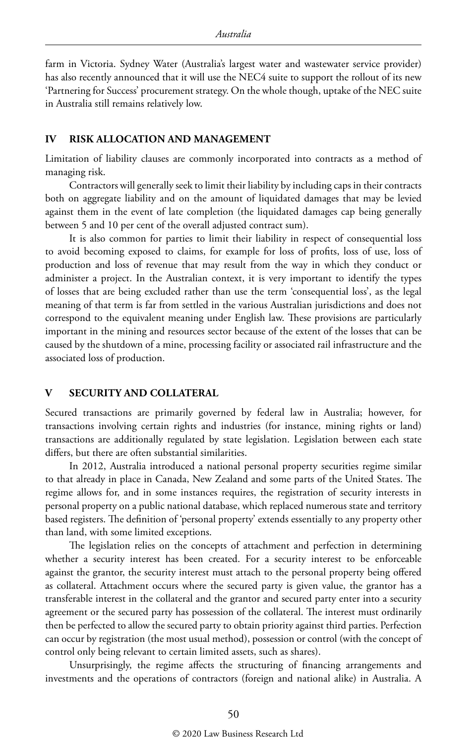farm in Victoria. Sydney Water (Australia's largest water and wastewater service provider) has also recently announced that it will use the NEC4 suite to support the rollout of its new 'Partnering for Success' procurement strategy. On the whole though, uptake of the NEC suite in Australia still remains relatively low.

## IV RISK ALLOCATION AND MANAGEMENT

Limitation of liability clauses are commonly incorporated into contracts as a method of managing risk.

Contractors will generally seek to limit their liability by including caps in their contracts both on aggregate liability and on the amount of liquidated damages that may be levied against them in the event of late completion (the liquidated damages cap being generally between 5 and 10 per cent of the overall adjusted contract sum).

It is also common for parties to limit their liability in respect of consequential loss to avoid becoming exposed to claims, for example for loss of profits, loss of use, loss of production and loss of revenue that may result from the way in which they conduct or administer a project. In the Australian context, it is very important to identify the types of losses that are being excluded rather than use the term 'consequential loss', as the legal meaning of that term is far from settled in the various Australian jurisdictions and does not correspond to the equivalent meaning under English law. These provisions are particularly important in the mining and resources sector because of the extent of the losses that can be caused by the shutdown of a mine, processing facility or associated rail infrastructure and the associated loss of production.

## V SECURITY AND COLLATERAL

Secured transactions are primarily governed by federal law in Australia; however, for transactions involving certain rights and industries (for instance, mining rights or land) transactions are additionally regulated by state legislation. Legislation between each state differs, but there are often substantial similarities.

In 2012, Australia introduced a national personal property securities regime similar to that already in place in Canada, New Zealand and some parts of the United States. The regime allows for, and in some instances requires, the registration of security interests in personal property on a public national database, which replaced numerous state and territory based registers. The definition of 'personal property' extends essentially to any property other than land, with some limited exceptions.

The legislation relies on the concepts of attachment and perfection in determining whether a security interest has been created. For a security interest to be enforceable against the grantor, the security interest must attach to the personal property being offered as collateral. Attachment occurs where the secured party is given value, the grantor has a transferable interest in the collateral and the grantor and secured party enter into a security agreement or the secured party has possession of the collateral. The interest must ordinarily then be perfected to allow the secured party to obtain priority against third parties. Perfection can occur by registration (the most usual method), possession or control (with the concept of control only being relevant to certain limited assets, such as shares).

Unsurprisingly, the regime affects the structuring of financing arrangements and investments and the operations of contractors (foreign and national alike) in Australia. A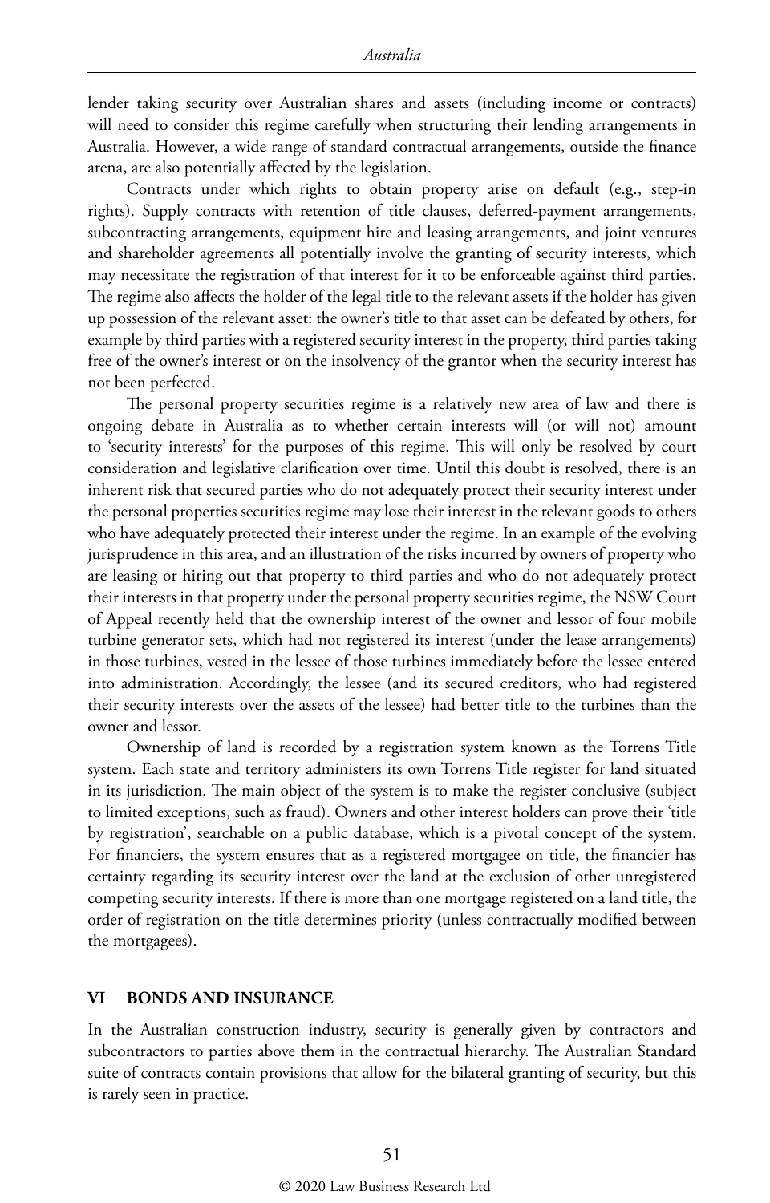lender taking security over Australian shares and assets (including income or contracts) will need to consider this regime carefully when structuring their lending arrangements in Australia. However, a wide range of standard contractual arrangements, outside the finance arena, are also potentially affected by the legislation.

Contracts under which rights to obtain property arise on default (e.g., step-in rights). Supply contracts with retention of title clauses, deferred-payment arrangements, subcontracting arrangements, equipment hire and leasing arrangements, and joint ventures and shareholder agreements all potentially involve the granting of security interests, which may necessitate the registration of that interest for it to be enforceable against third parties. The regime also affects the holder of the legal title to the relevant assets if the holder has given up possession of the relevant asset: the owner's title to that asset can be defeated by others, for example by third parties with a registered security interest in the property, third parties taking free of the owner's interest or on the insolvency of the grantor when the security interest has not been perfected.

The personal property securities regime is a relatively new area of law and there is ongoing debate in Australia as to whether certain interests will (or will not) amount to 'security interests' for the purposes of this regime. This will only be resolved by court consideration and legislative clarification over time. Until this doubt is resolved, there is an inherent risk that secured parties who do not adequately protect their security interest under the personal properties securities regime may lose their interest in the relevant goods to others who have adequately protected their interest under the regime. In an example of the evolving jurisprudence in this area, and an illustration of the risks incurred by owners of property who are leasing or hiring out that property to third parties and who do not adequately protect their interests in that property under the personal property securities regime, the NSW Court of Appeal recently held that the ownership interest of the owner and lessor of four mobile turbine generator sets, which had not registered its interest (under the lease arrangements) in those turbines, vested in the lessee of those turbines immediately before the lessee entered into administration. Accordingly, the lessee (and its secured creditors, who had registered their security interests over the assets of the lessee) had better title to the turbines than the owner and lessor.

Ownership of land is recorded by a registration system known as the Torrens Title system. Each state and territory administers its own Torrens Title register for land situated in its jurisdiction. The main object of the system is to make the register conclusive (subject to limited exceptions, such as fraud). Owners and other interest holders can prove their 'title by registration', searchable on a public database, which is a pivotal concept of the system. For financiers, the system ensures that as a registered mortgagee on title, the financier has certainty regarding its security interest over the land at the exclusion of other unregistered competing security interests. If there is more than one mortgage registered on a land title, the order of registration on the title determines priority (unless contractually modified between the mortgagees).

## VI BONDS AND INSURANCE

In the Australian construction industry, security is generally given by contractors and subcontractors to parties above them in the contractual hierarchy. The Australian Standard suite of contracts contain provisions that allow for the bilateral granting of security, but this is rarely seen in practice.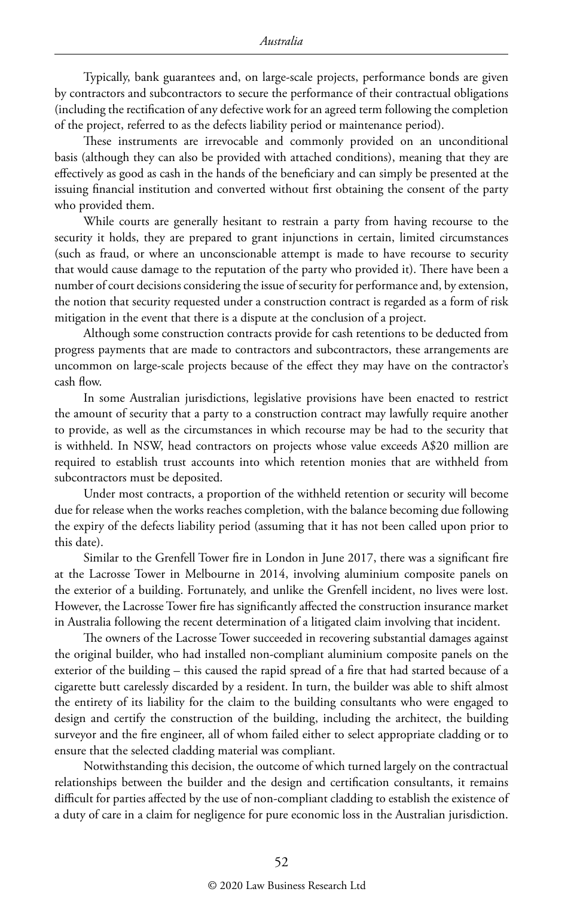Typically, bank guarantees and, on large-scale projects, performance bonds are given by contractors and subcontractors to secure the performance of their contractual obligations (including the rectification of any defective work for an agreed term following the completion of the project, referred to as the defects liability period or maintenance period).

These instruments are irrevocable and commonly provided on an unconditional basis (although they can also be provided with attached conditions), meaning that they are effectively as good as cash in the hands of the beneficiary and can simply be presented at the issuing financial institution and converted without first obtaining the consent of the party who provided them.

While courts are generally hesitant to restrain a party from having recourse to the security it holds, they are prepared to grant injunctions in certain, limited circumstances (such as fraud, or where an unconscionable attempt is made to have recourse to security that would cause damage to the reputation of the party who provided it). There have been a number of court decisions considering the issue of security for performance and, by extension, the notion that security requested under a construction contract is regarded as a form of risk mitigation in the event that there is a dispute at the conclusion of a project.

Although some construction contracts provide for cash retentions to be deducted from progress payments that are made to contractors and subcontractors, these arrangements are uncommon on large-scale projects because of the effect they may have on the contractor's cash flow.

In some Australian jurisdictions, legislative provisions have been enacted to restrict the amount of security that a party to a construction contract may lawfully require another to provide, as well as the circumstances in which recourse may be had to the security that is withheld. In NSW, head contractors on projects whose value exceeds A$20 million are required to establish trust accounts into which retention monies that are withheld from subcontractors must be deposited.

Under most contracts, a proportion of the withheld retention or security will become due for release when the works reaches completion, with the balance becoming due following the expiry of the defects liability period (assuming that it has not been called upon prior to this date).

Similar to the Grenfell Tower fire in London in June 2017, there was a significant fire at the Lacrosse Tower in Melbourne in 2014, involving aluminium composite panels on the exterior of a building. Fortunately, and unlike the Grenfell incident, no lives were lost. However, the Lacrosse Tower fire has significantly affected the construction insurance market in Australia following the recent determination of a litigated claim involving that incident.

The owners of the Lacrosse Tower succeeded in recovering substantial damages against the original builder, who had installed non-compliant aluminium composite panels on the exterior of the building – this caused the rapid spread of a fire that had started because of a cigarette butt carelessly discarded by a resident. In turn, the builder was able to shift almost the entirety of its liability for the claim to the building consultants who were engaged to design and certify the construction of the building, including the architect, the building surveyor and the fire engineer, all of whom failed either to select appropriate cladding or to ensure that the selected cladding material was compliant.

Notwithstanding this decision, the outcome of which turned largely on the contractual relationships between the builder and the design and certification consultants, it remains difficult for parties affected by the use of non-compliant cladding to establish the existence of a duty of care in a claim for negligence for pure economic loss in the Australian jurisdiction.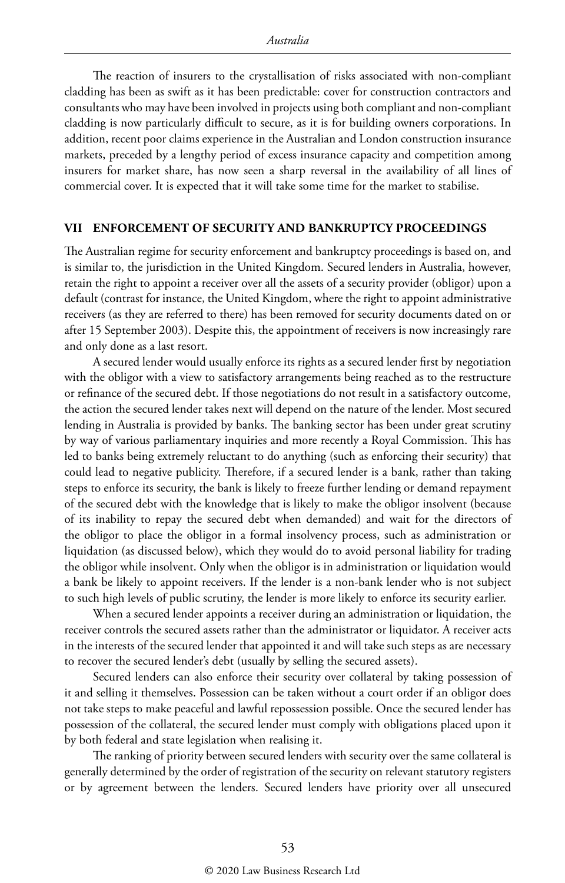The reaction of insurers to the crystallisation of risks associated with non-compliant cladding has been as swift as it has been predictable: cover for construction contractors and consultants who may have been involved in projects using both compliant and non-compliant cladding is now particularly difficult to secure, as it is for building owners corporations. In addition, recent poor claims experience in the Australian and London construction insurance markets, preceded by a lengthy period of excess insurance capacity and competition among insurers for market share, has now seen a sharp reversal in the availability of all lines of commercial cover. It is expected that it will take some time for the market to stabilise.

## VII ENFORCEMENT OF SECURITY AND BANKRUPTCY PROCEEDINGS

The Australian regime for security enforcement and bankruptcy proceedings is based on, and is similar to, the jurisdiction in the United Kingdom. Secured lenders in Australia, however, retain the right to appoint a receiver over all the assets of a security provider (obligor) upon a default (contrast for instance, the United Kingdom, where the right to appoint administrative receivers (as they are referred to there) has been removed for security documents dated on or after 15 September 2003). Despite this, the appointment of receivers is now increasingly rare and only done as a last resort.

A secured lender would usually enforce its rights as a secured lender first by negotiation with the obligor with a view to satisfactory arrangements being reached as to the restructure or refinance of the secured debt. If those negotiations do not result in a satisfactory outcome, the action the secured lender takes next will depend on the nature of the lender. Most secured lending in Australia is provided by banks. The banking sector has been under great scrutiny by way of various parliamentary inquiries and more recently a Royal Commission. This has led to banks being extremely reluctant to do anything (such as enforcing their security) that could lead to negative publicity. Therefore, if a secured lender is a bank, rather than taking steps to enforce its security, the bank is likely to freeze further lending or demand repayment of the secured debt with the knowledge that is likely to make the obligor insolvent (because of its inability to repay the secured debt when demanded) and wait for the directors of the obligor to place the obligor in a formal insolvency process, such as administration or liquidation (as discussed below), which they would do to avoid personal liability for trading the obligor while insolvent. Only when the obligor is in administration or liquidation would a bank be likely to appoint receivers. If the lender is a non-bank lender who is not subject to such high levels of public scrutiny, the lender is more likely to enforce its security earlier.

When a secured lender appoints a receiver during an administration or liquidation, the receiver controls the secured assets rather than the administrator or liquidator. A receiver acts in the interests of the secured lender that appointed it and will take such steps as are necessary to recover the secured lender's debt (usually by selling the secured assets).

Secured lenders can also enforce their security over collateral by taking possession of it and selling it themselves. Possession can be taken without a court order if an obligor does not take steps to make peaceful and lawful repossession possible. Once the secured lender has possession of the collateral, the secured lender must comply with obligations placed upon it by both federal and state legislation when realising it.

The ranking of priority between secured lenders with security over the same collateral is generally determined by the order of registration of the security on relevant statutory registers or by agreement between the lenders. Secured lenders have priority over all unsecured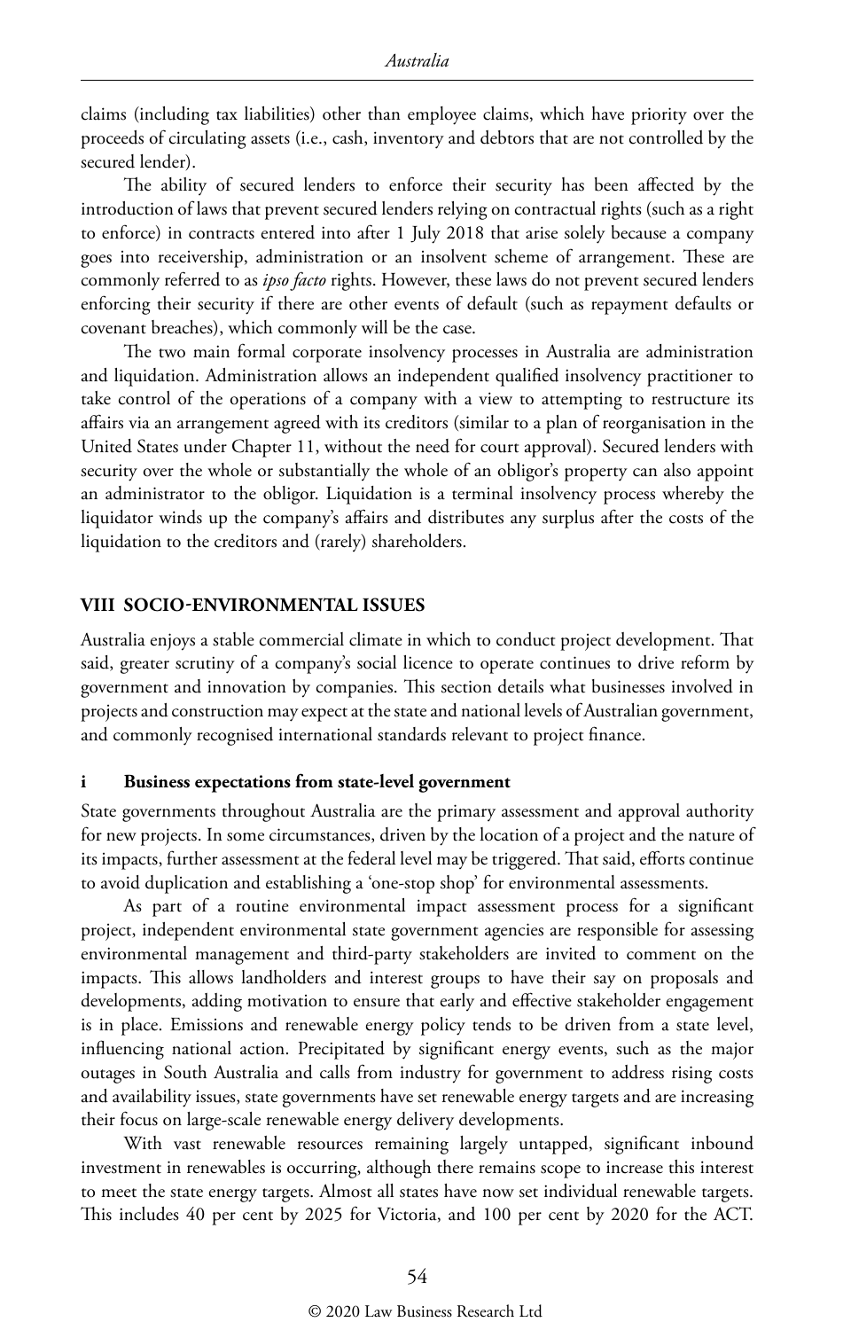claims (including tax liabilities) other than employee claims, which have priority over the proceeds of circulating assets (i.e., cash, inventory and debtors that are not controlled by the secured lender).

The ability of secured lenders to enforce their security has been affected by the introduction of laws that prevent secured lenders relying on contractual rights (such as a right to enforce) in contracts entered into after 1 July 2018 that arise solely because a company goes into receivership, administration or an insolvent scheme of arrangement. These are commonly referred to as *ipso facto* rights. However, these laws do not prevent secured lenders enforcing their security if there are other events of default (such as repayment defaults or covenant breaches), which commonly will be the case.

The two main formal corporate insolvency processes in Australia are administration and liquidation. Administration allows an independent qualified insolvency practitioner to take control of the operations of a company with a view to attempting to restructure its affairs via an arrangement agreed with its creditors (similar to a plan of reorganisation in the United States under Chapter 11, without the need for court approval). Secured lenders with security over the whole or substantially the whole of an obligor's property can also appoint an administrator to the obligor. Liquidation is a terminal insolvency process whereby the liquidator winds up the company's affairs and distributes any surplus after the costs of the liquidation to the creditors and (rarely) shareholders.

## VIII SOCIO-ENVIRONMENTAL ISSUES

Australia enjoys a stable commercial climate in which to conduct project development. That said, greater scrutiny of a company's social licence to operate continues to drive reform by government and innovation by companies. This section details what businesses involved in projects and construction may expect at the state and national levels of Australian government, and commonly recognised international standards relevant to project finance.

### i Business expectations from state-level government

State governments throughout Australia are the primary assessment and approval authority for new projects. In some circumstances, driven by the location of a project and the nature of its impacts, further assessment at the federal level may be triggered. That said, efforts continue to avoid duplication and establishing a 'one-stop shop' for environmental assessments.

As part of a routine environmental impact assessment process for a significant project, independent environmental state government agencies are responsible for assessing environmental management and third-party stakeholders are invited to comment on the impacts. This allows landholders and interest groups to have their say on proposals and developments, adding motivation to ensure that early and effective stakeholder engagement is in place. Emissions and renewable energy policy tends to be driven from a state level, influencing national action. Precipitated by significant energy events, such as the major outages in South Australia and calls from industry for government to address rising costs and availability issues, state governments have set renewable energy targets and are increasing their focus on large-scale renewable energy delivery developments.

With vast renewable resources remaining largely untapped, significant inbound investment in renewables is occurring, although there remains scope to increase this interest to meet the state energy targets. Almost all states have now set individual renewable targets. This includes 40 per cent by 2025 for Victoria, and 100 per cent by 2020 for the ACT.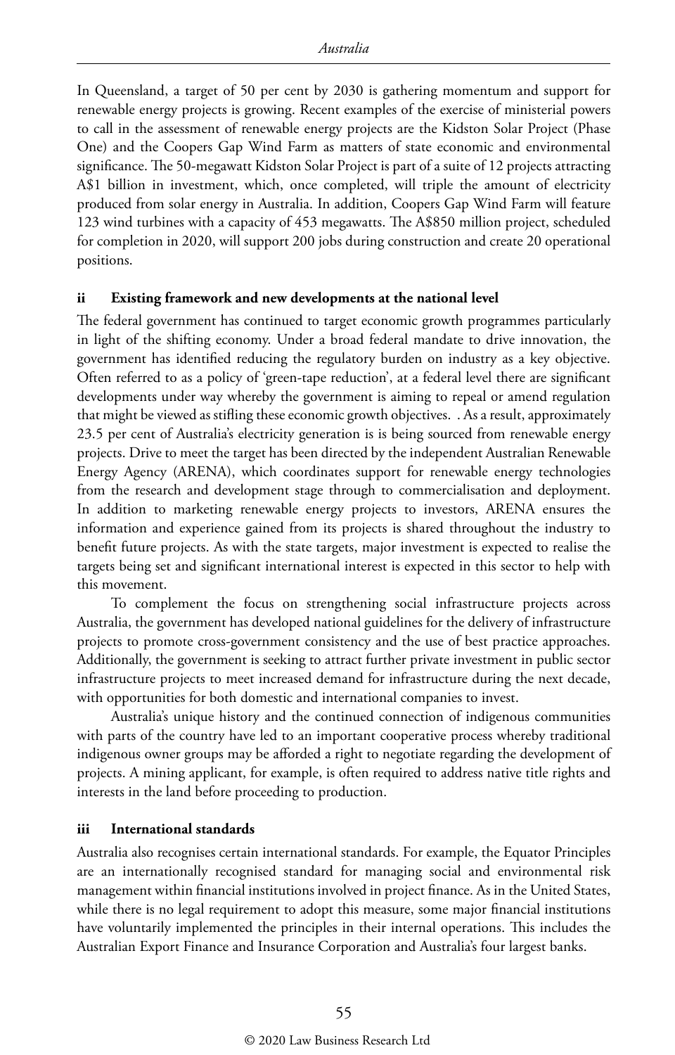In Queensland, a target of 50 per cent by 2030 is gathering momentum and support for renewable energy projects is growing. Recent examples of the exercise of ministerial powers to call in the assessment of renewable energy projects are the Kidston Solar Project (Phase One) and the Coopers Gap Wind Farm as matters of state economic and environmental significance. The 50-megawatt Kidston Solar Project is part of a suite of 12 projects attracting A$1 billion in investment, which, once completed, will triple the amount of electricity produced from solar energy in Australia. In addition, Coopers Gap Wind Farm will feature 123 wind turbines with a capacity of 453 megawatts. The A$850 million project, scheduled for completion in 2020, will support 200 jobs during construction and create 20 operational positions.

#### ii Existing framework and new developments at the national level

The federal government has continued to target economic growth programmes particularly in light of the shifting economy. Under a broad federal mandate to drive innovation, the government has identified reducing the regulatory burden on industry as a key objective. Often referred to as a policy of 'green-tape reduction', at a federal level there are significant developments under way whereby the government is aiming to repeal or amend regulation that might be viewed as stifling these economic growth objectives. . As a result, approximately 23.5 per cent of Australia's electricity generation is is being sourced from renewable energy projects. Drive to meet the target has been directed by the independent Australian Renewable Energy Agency (ARENA), which coordinates support for renewable energy technologies from the research and development stage through to commercialisation and deployment. In addition to marketing renewable energy projects to investors, ARENA ensures the information and experience gained from its projects is shared throughout the industry to benefit future projects. As with the state targets, major investment is expected to realise the targets being set and significant international interest is expected in this sector to help with this movement.

To complement the focus on strengthening social infrastructure projects across Australia, the government has developed national guidelines for the delivery of infrastructure projects to promote cross-government consistency and the use of best practice approaches. Additionally, the government is seeking to attract further private investment in public sector infrastructure projects to meet increased demand for infrastructure during the next decade, with opportunities for both domestic and international companies to invest.

Australia's unique history and the continued connection of indigenous communities with parts of the country have led to an important cooperative process whereby traditional indigenous owner groups may be afforded a right to negotiate regarding the development of projects. A mining applicant, for example, is often required to address native title rights and interests in the land before proceeding to production.

#### iii International standards

Australia also recognises certain international standards. For example, the Equator Principles are an internationally recognised standard for managing social and environmental risk management within financial institutions involved in project finance. As in the United States, while there is no legal requirement to adopt this measure, some major financial institutions have voluntarily implemented the principles in their internal operations. This includes the Australian Export Finance and Insurance Corporation and Australia's four largest banks.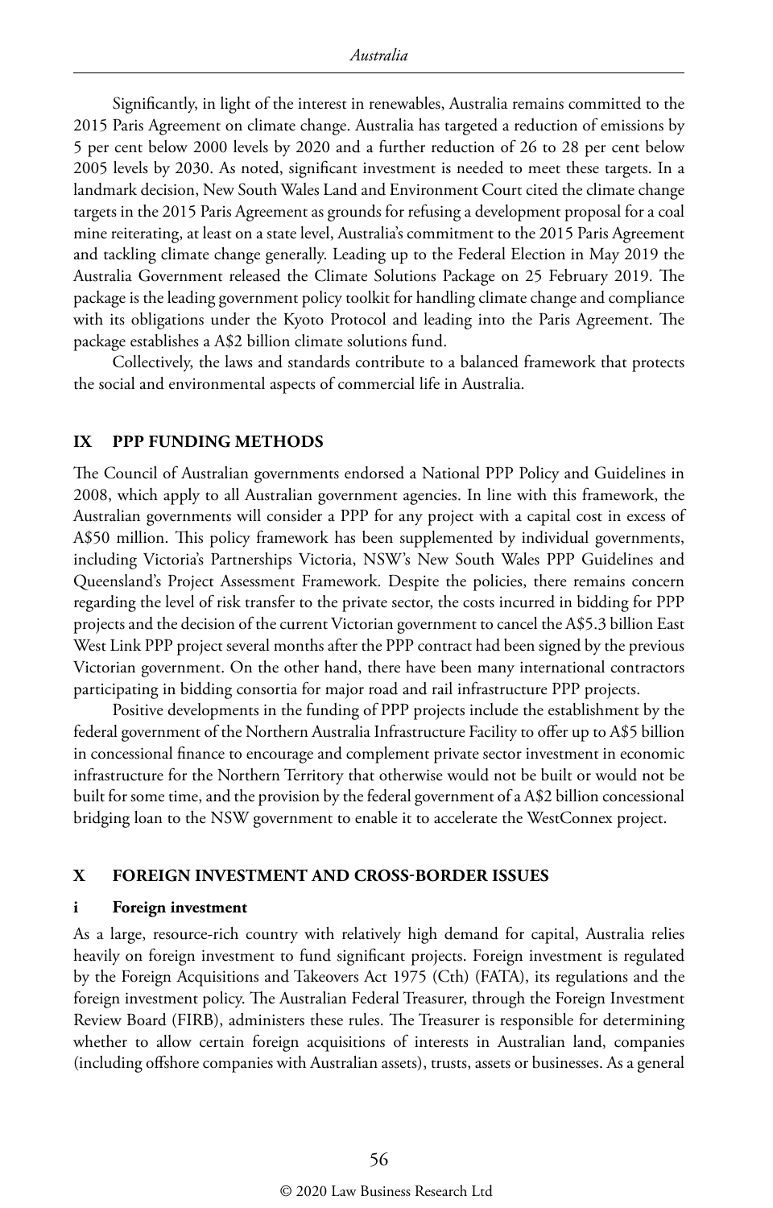Significantly, in light of the interest in renewables, Australia remains committed to the 2015 Paris Agreement on climate change. Australia has targeted a reduction of emissions by 5 per cent below 2000 levels by 2020 and a further reduction of 26 to 28 per cent below 2005 levels by 2030. As noted, significant investment is needed to meet these targets. In a landmark decision, New South Wales Land and Environment Court cited the climate change targets in the 2015 Paris Agreement as grounds for refusing a development proposal for a coal mine reiterating, at least on a state level, Australia's commitment to the 2015 Paris Agreement and tackling climate change generally. Leading up to the Federal Election in May 2019 the Australia Government released the Climate Solutions Package on 25 February 2019. The package is the leading government policy toolkit for handling climate change and compliance with its obligations under the Kyoto Protocol and leading into the Paris Agreement. The package establishes a A$2 billion climate solutions fund.

Collectively, the laws and standards contribute to a balanced framework that protects the social and environmental aspects of commercial life in Australia.

## IX PPP FUNDING METHODS

The Council of Australian governments endorsed a National PPP Policy and Guidelines in 2008, which apply to all Australian government agencies. In line with this framework, the Australian governments will consider a PPP for any project with a capital cost in excess of A$50 million. This policy framework has been supplemented by individual governments, including Victoria's Partnerships Victoria, NSW's New South Wales PPP Guidelines and Queensland's Project Assessment Framework. Despite the policies, there remains concern regarding the level of risk transfer to the private sector, the costs incurred in bidding for PPP projects and the decision of the current Victorian government to cancel the A$5.3 billion East West Link PPP project several months after the PPP contract had been signed by the previous Victorian government. On the other hand, there have been many international contractors participating in bidding consortia for major road and rail infrastructure PPP projects.

Positive developments in the funding of PPP projects include the establishment by the federal government of the Northern Australia Infrastructure Facility to offer up to A$5 billion in concessional finance to encourage and complement private sector investment in economic infrastructure for the Northern Territory that otherwise would not be built or would not be built for some time, and the provision by the federal government of a A$2 billion concessional bridging loan to the NSW government to enable it to accelerate the WestConnex project.

## X FOREIGN INVESTMENT AND CROSS-BORDER ISSUES

### i Foreign investment

As a large, resource-rich country with relatively high demand for capital, Australia relies heavily on foreign investment to fund significant projects. Foreign investment is regulated by the Foreign Acquisitions and Takeovers Act 1975 (Cth) (FATA), its regulations and the foreign investment policy. The Australian Federal Treasurer, through the Foreign Investment Review Board (FIRB), administers these rules. The Treasurer is responsible for determining whether to allow certain foreign acquisitions of interests in Australian land, companies (including offshore companies with Australian assets), trusts, assets or businesses. As a general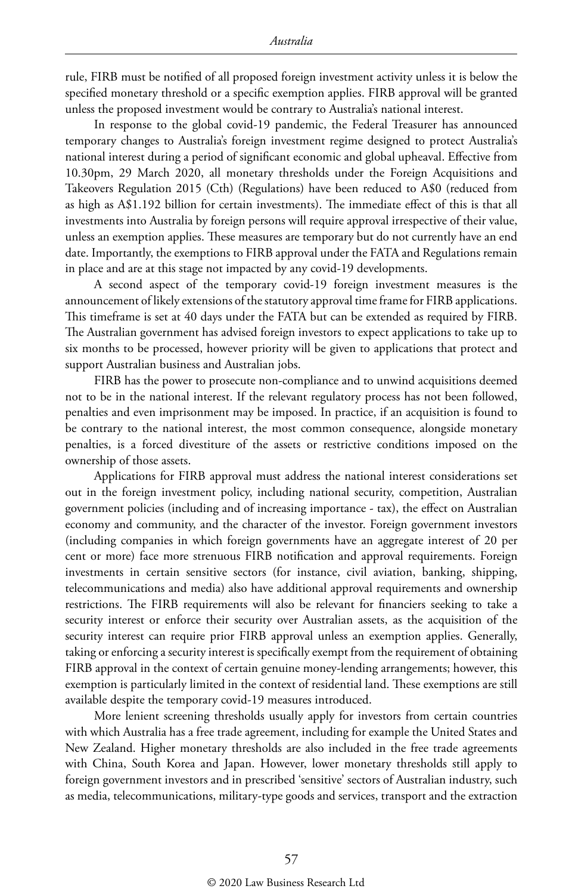rule, FIRB must be notified of all proposed foreign investment activity unless it is below the specified monetary threshold or a specific exemption applies. FIRB approval will be granted unless the proposed investment would be contrary to Australia's national interest.

In response to the global covid-19 pandemic, the Federal Treasurer has announced temporary changes to Australia's foreign investment regime designed to protect Australia's national interest during a period of significant economic and global upheaval. Effective from 10.30pm, 29 March 2020, all monetary thresholds under the Foreign Acquisitions and Takeovers Regulation 2015 (Cth) (Regulations) have been reduced to A$0 (reduced from as high as A$1.192 billion for certain investments). The immediate effect of this is that all investments into Australia by foreign persons will require approval irrespective of their value, unless an exemption applies. These measures are temporary but do not currently have an end date. Importantly, the exemptions to FIRB approval under the FATA and Regulations remain in place and are at this stage not impacted by any covid-19 developments.

A second aspect of the temporary covid-19 foreign investment measures is the announcement of likely extensions of the statutory approval time frame for FIRB applications. This timeframe is set at 40 days under the FATA but can be extended as required by FIRB. The Australian government has advised foreign investors to expect applications to take up to six months to be processed, however priority will be given to applications that protect and support Australian business and Australian jobs.

FIRB has the power to prosecute non-compliance and to unwind acquisitions deemed not to be in the national interest. If the relevant regulatory process has not been followed, penalties and even imprisonment may be imposed. In practice, if an acquisition is found to be contrary to the national interest, the most common consequence, alongside monetary penalties, is a forced divestiture of the assets or restrictive conditions imposed on the ownership of those assets.

Applications for FIRB approval must address the national interest considerations set out in the foreign investment policy, including national security, competition, Australian government policies (including and of increasing importance - tax), the effect on Australian economy and community, and the character of the investor. Foreign government investors (including companies in which foreign governments have an aggregate interest of 20 per cent or more) face more strenuous FIRB notification and approval requirements. Foreign investments in certain sensitive sectors (for instance, civil aviation, banking, shipping, telecommunications and media) also have additional approval requirements and ownership restrictions. The FIRB requirements will also be relevant for financiers seeking to take a security interest or enforce their security over Australian assets, as the acquisition of the security interest can require prior FIRB approval unless an exemption applies. Generally, taking or enforcing a security interest is specifically exempt from the requirement of obtaining FIRB approval in the context of certain genuine money-lending arrangements; however, this exemption is particularly limited in the context of residential land. These exemptions are still available despite the temporary covid-19 measures introduced.

More lenient screening thresholds usually apply for investors from certain countries with which Australia has a free trade agreement, including for example the United States and New Zealand. Higher monetary thresholds are also included in the free trade agreements with China, South Korea and Japan. However, lower monetary thresholds still apply to foreign government investors and in prescribed 'sensitive' sectors of Australian industry, such as media, telecommunications, military-type goods and services, transport and the extraction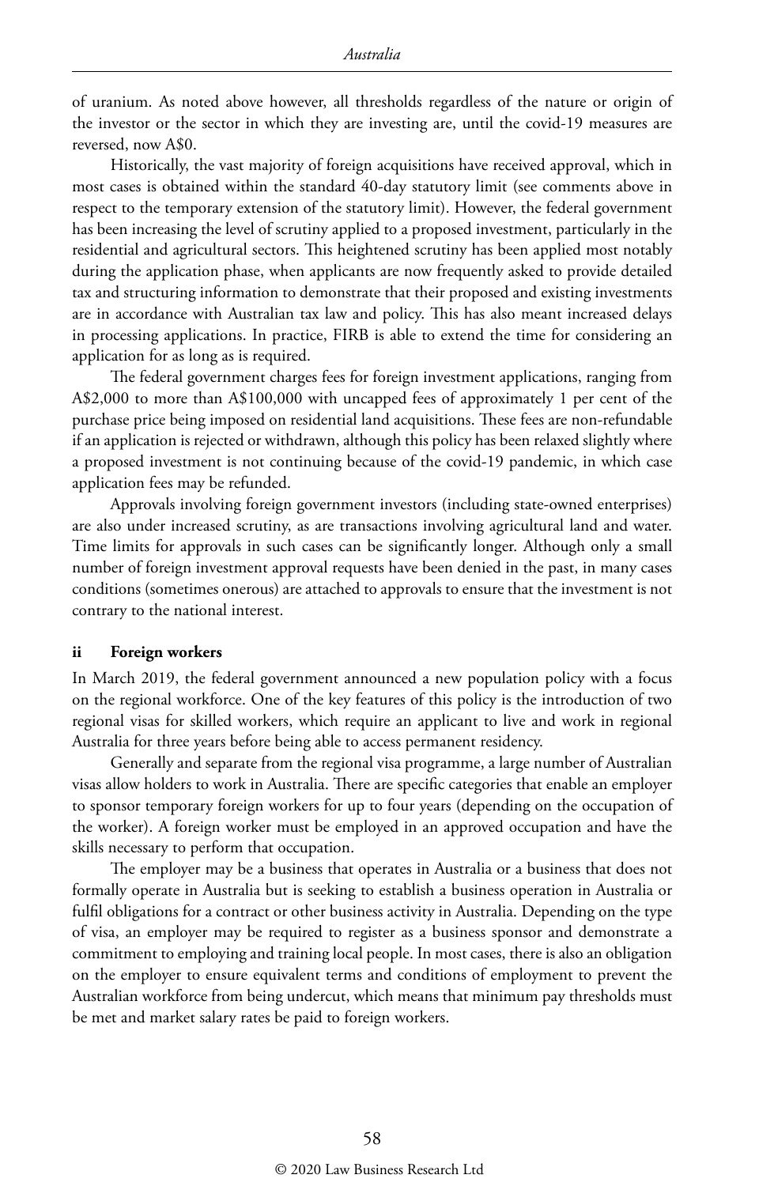of uranium. As noted above however, all thresholds regardless of the nature or origin of the investor or the sector in which they are investing are, until the covid-19 measures are reversed, now A$0.

Historically, the vast majority of foreign acquisitions have received approval, which in most cases is obtained within the standard 40-day statutory limit (see comments above in respect to the temporary extension of the statutory limit). However, the federal government has been increasing the level of scrutiny applied to a proposed investment, particularly in the residential and agricultural sectors. This heightened scrutiny has been applied most notably during the application phase, when applicants are now frequently asked to provide detailed tax and structuring information to demonstrate that their proposed and existing investments are in accordance with Australian tax law and policy. This has also meant increased delays in processing applications. In practice, FIRB is able to extend the time for considering an application for as long as is required.

The federal government charges fees for foreign investment applications, ranging from A$2,000 to more than A$100,000 with uncapped fees of approximately 1 per cent of the purchase price being imposed on residential land acquisitions. These fees are non-refundable if an application is rejected or withdrawn, although this policy has been relaxed slightly where a proposed investment is not continuing because of the covid-19 pandemic, in which case application fees may be refunded.

Approvals involving foreign government investors (including state-owned enterprises) are also under increased scrutiny, as are transactions involving agricultural land and water. Time limits for approvals in such cases can be significantly longer. Although only a small number of foreign investment approval requests have been denied in the past, in many cases conditions (sometimes onerous) are attached to approvals to ensure that the investment is not contrary to the national interest.

### ii Foreign workers

In March 2019, the federal government announced a new population policy with a focus on the regional workforce. One of the key features of this policy is the introduction of two regional visas for skilled workers, which require an applicant to live and work in regional Australia for three years before being able to access permanent residency.

Generally and separate from the regional visa programme, a large number of Australian visas allow holders to work in Australia. There are specific categories that enable an employer to sponsor temporary foreign workers for up to four years (depending on the occupation of the worker). A foreign worker must be employed in an approved occupation and have the skills necessary to perform that occupation.

The employer may be a business that operates in Australia or a business that does not formally operate in Australia but is seeking to establish a business operation in Australia or fulfil obligations for a contract or other business activity in Australia. Depending on the type of visa, an employer may be required to register as a business sponsor and demonstrate a commitment to employing and training local people. In most cases, there is also an obligation on the employer to ensure equivalent terms and conditions of employment to prevent the Australian workforce from being undercut, which means that minimum pay thresholds must be met and market salary rates be paid to foreign workers.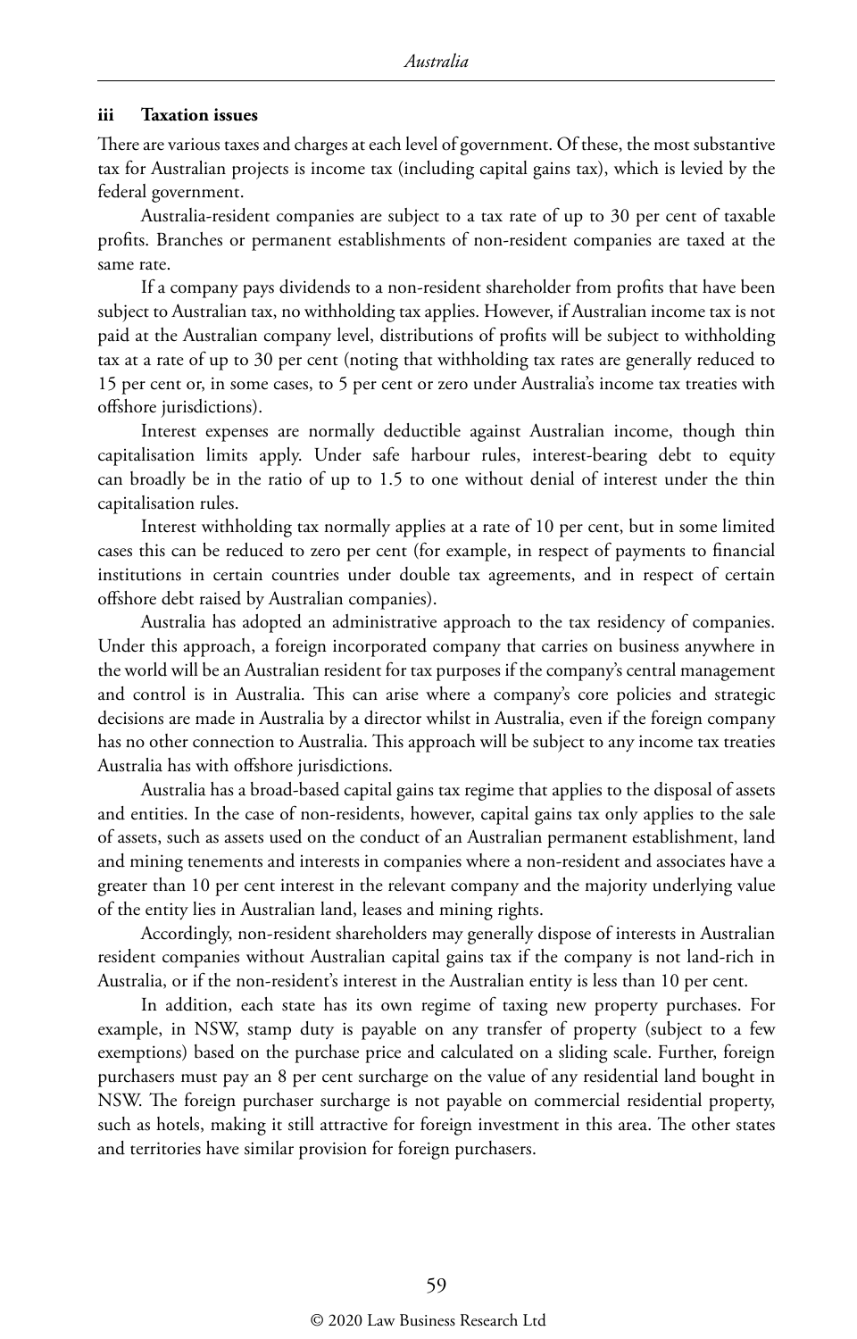### iii Taxation issues

There are various taxes and charges at each level of government. Of these, the most substantive tax for Australian projects is income tax (including capital gains tax), which is levied by the federal government.

Australia-resident companies are subject to a tax rate of up to 30 per cent of taxable profits. Branches or permanent establishments of non-resident companies are taxed at the same rate.

If a company pays dividends to a non-resident shareholder from profits that have been subject to Australian tax, no withholding tax applies. However, if Australian income tax is not paid at the Australian company level, distributions of profits will be subject to withholding tax at a rate of up to 30 per cent (noting that withholding tax rates are generally reduced to 15 per cent or, in some cases, to 5 per cent or zero under Australia's income tax treaties with offshore jurisdictions).

Interest expenses are normally deductible against Australian income, though thin capitalisation limits apply. Under safe harbour rules, interest-bearing debt to equity can broadly be in the ratio of up to 1.5 to one without denial of interest under the thin capitalisation rules.

Interest withholding tax normally applies at a rate of 10 per cent, but in some limited cases this can be reduced to zero per cent (for example, in respect of payments to financial institutions in certain countries under double tax agreements, and in respect of certain offshore debt raised by Australian companies).

Australia has adopted an administrative approach to the tax residency of companies. Under this approach, a foreign incorporated company that carries on business anywhere in the world will be an Australian resident for tax purposes if the company's central management and control is in Australia. This can arise where a company's core policies and strategic decisions are made in Australia by a director whilst in Australia, even if the foreign company has no other connection to Australia. This approach will be subject to any income tax treaties Australia has with offshore jurisdictions.

Australia has a broad-based capital gains tax regime that applies to the disposal of assets and entities. In the case of non-residents, however, capital gains tax only applies to the sale of assets, such as assets used on the conduct of an Australian permanent establishment, land and mining tenements and interests in companies where a non-resident and associates have a greater than 10 per cent interest in the relevant company and the majority underlying value of the entity lies in Australian land, leases and mining rights.

Accordingly, non-resident shareholders may generally dispose of interests in Australian resident companies without Australian capital gains tax if the company is not land-rich in Australia, or if the non-resident's interest in the Australian entity is less than 10 per cent.

In addition, each state has its own regime of taxing new property purchases. For example, in NSW, stamp duty is payable on any transfer of property (subject to a few exemptions) based on the purchase price and calculated on a sliding scale. Further, foreign purchasers must pay an 8 per cent surcharge on the value of any residential land bought in NSW. The foreign purchaser surcharge is not payable on commercial residential property, such as hotels, making it still attractive for foreign investment in this area. The other states and territories have similar provision for foreign purchasers.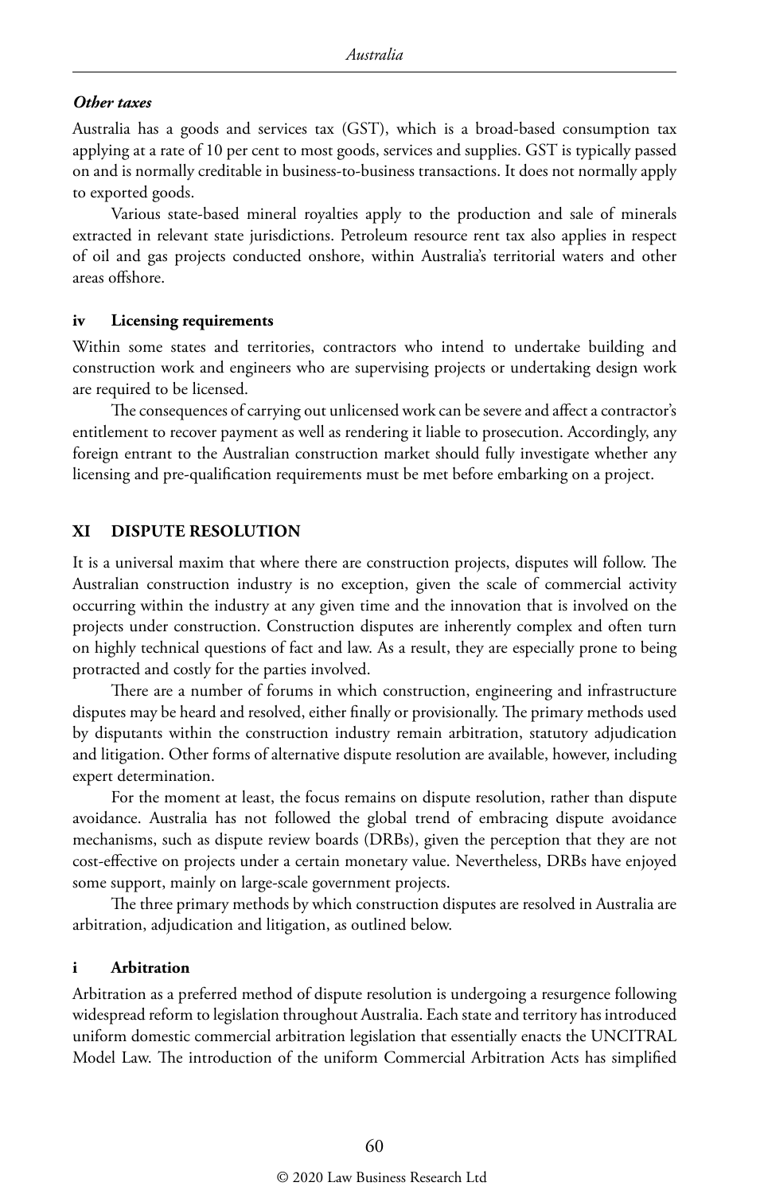*Other taxes*

Australia has a goods and services tax (GST), which is a broad-based consumption tax applying at a rate of 10 per cent to most goods, services and supplies. GST is typically passed on and is normally creditable in business-to-business transactions. It does not normally apply to exported goods.

Various state-based mineral royalties apply to the production and sale of minerals extracted in relevant state jurisdictions. Petroleum resource rent tax also applies in respect of oil and gas projects conducted onshore, within Australia's territorial waters and other areas offshore.

### iv Licensing requirements

Within some states and territories, contractors who intend to undertake building and construction work and engineers who are supervising projects or undertaking design work are required to be licensed.

The consequences of carrying out unlicensed work can be severe and affect a contractor's entitlement to recover payment as well as rendering it liable to prosecution. Accordingly, any foreign entrant to the Australian construction market should fully investigate whether any licensing and pre-qualification requirements must be met before embarking on a project.

## XI DISPUTE RESOLUTION

It is a universal maxim that where there are construction projects, disputes will follow. The Australian construction industry is no exception, given the scale of commercial activity occurring within the industry at any given time and the innovation that is involved on the projects under construction. Construction disputes are inherently complex and often turn on highly technical questions of fact and law. As a result, they are especially prone to being protracted and costly for the parties involved.

There are a number of forums in which construction, engineering and infrastructure disputes may be heard and resolved, either finally or provisionally. The primary methods used by disputants within the construction industry remain arbitration, statutory adjudication and litigation. Other forms of alternative dispute resolution are available, however, including expert determination.

For the moment at least, the focus remains on dispute resolution, rather than dispute avoidance. Australia has not followed the global trend of embracing dispute avoidance mechanisms, such as dispute review boards (DRBs), given the perception that they are not cost-effective on projects under a certain monetary value. Nevertheless, DRBs have enjoyed some support, mainly on large-scale government projects.

The three primary methods by which construction disputes are resolved in Australia are arbitration, adjudication and litigation, as outlined below.

### i Arbitration

Arbitration as a preferred method of dispute resolution is undergoing a resurgence following widespread reform to legislation throughout Australia. Each state and territory has introduced uniform domestic commercial arbitration legislation that essentially enacts the UNCITRAL Model Law. The introduction of the uniform Commercial Arbitration Acts has simplified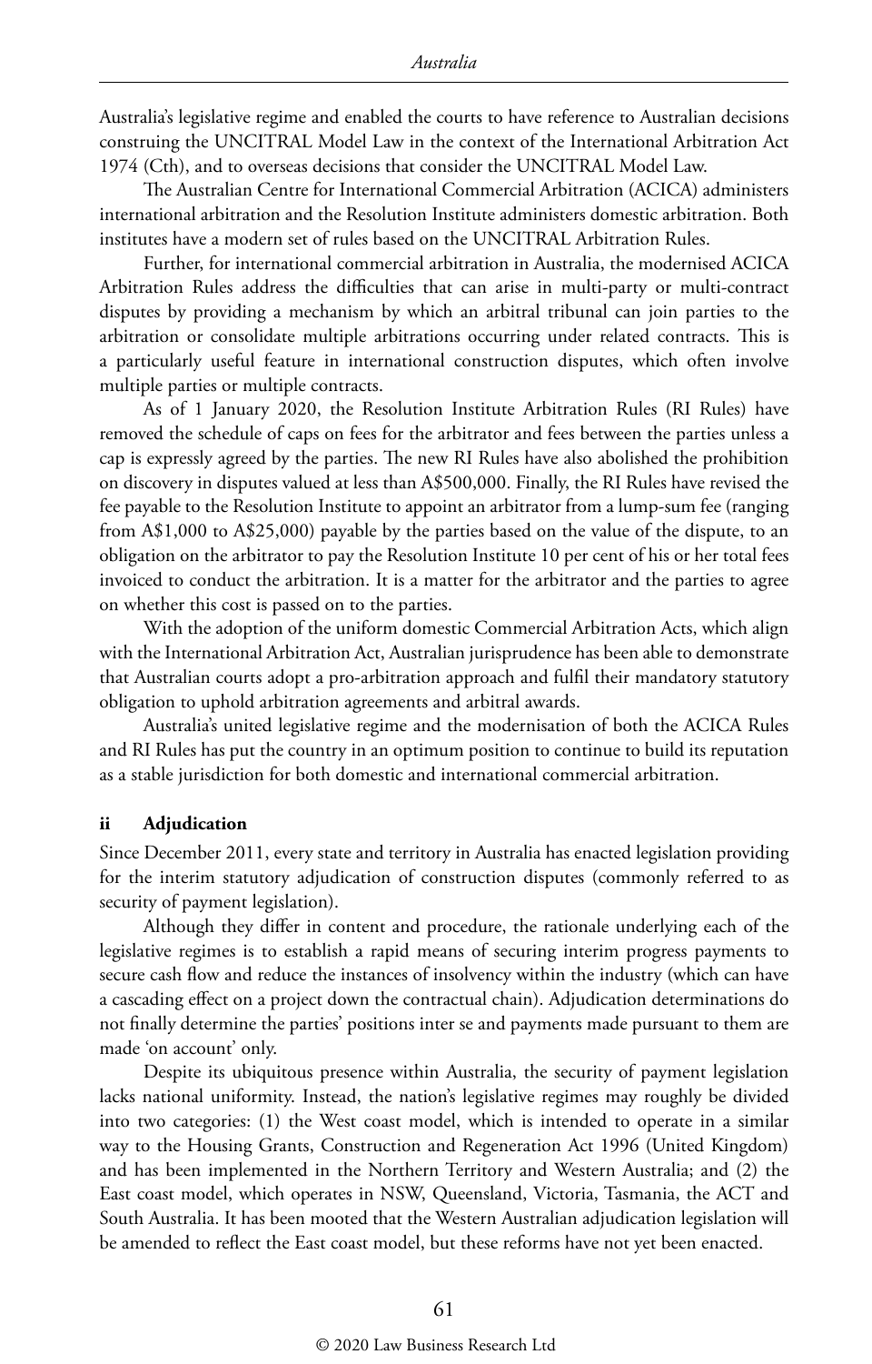Australia's legislative regime and enabled the courts to have reference to Australian decisions construing the UNCITRAL Model Law in the context of the International Arbitration Act 1974 (Cth), and to overseas decisions that consider the UNCITRAL Model Law.

The Australian Centre for International Commercial Arbitration (ACICA) administers international arbitration and the Resolution Institute administers domestic arbitration. Both institutes have a modern set of rules based on the UNCITRAL Arbitration Rules.

Further, for international commercial arbitration in Australia, the modernised ACICA Arbitration Rules address the difficulties that can arise in multi-party or multi-contract disputes by providing a mechanism by which an arbitral tribunal can join parties to the arbitration or consolidate multiple arbitrations occurring under related contracts. This is a particularly useful feature in international construction disputes, which often involve multiple parties or multiple contracts.

As of 1 January 2020, the Resolution Institute Arbitration Rules (RI Rules) have removed the schedule of caps on fees for the arbitrator and fees between the parties unless a cap is expressly agreed by the parties. The new RI Rules have also abolished the prohibition on discovery in disputes valued at less than A$500,000. Finally, the RI Rules have revised the fee payable to the Resolution Institute to appoint an arbitrator from a lump-sum fee (ranging from A$1,000 to A$25,000) payable by the parties based on the value of the dispute, to an obligation on the arbitrator to pay the Resolution Institute 10 per cent of his or her total fees invoiced to conduct the arbitration. It is a matter for the arbitrator and the parties to agree on whether this cost is passed on to the parties.

With the adoption of the uniform domestic Commercial Arbitration Acts, which align with the International Arbitration Act, Australian jurisprudence has been able to demonstrate that Australian courts adopt a pro-arbitration approach and fulfil their mandatory statutory obligation to uphold arbitration agreements and arbitral awards.

Australia's united legislative regime and the modernisation of both the ACICA Rules and RI Rules has put the country in an optimum position to continue to build its reputation as a stable jurisdiction for both domestic and international commercial arbitration.

#### ii Adjudication

Since December 2011, every state and territory in Australia has enacted legislation providing for the interim statutory adjudication of construction disputes (commonly referred to as security of payment legislation).

Although they differ in content and procedure, the rationale underlying each of the legislative regimes is to establish a rapid means of securing interim progress payments to secure cash flow and reduce the instances of insolvency within the industry (which can have a cascading effect on a project down the contractual chain). Adjudication determinations do not finally determine the parties' positions inter se and payments made pursuant to them are made 'on account' only.

Despite its ubiquitous presence within Australia, the security of payment legislation lacks national uniformity. Instead, the nation's legislative regimes may roughly be divided into two categories: (1) the West coast model, which is intended to operate in a similar way to the Housing Grants, Construction and Regeneration Act 1996 (United Kingdom) and has been implemented in the Northern Territory and Western Australia; and (2) the East coast model, which operates in NSW, Queensland, Victoria, Tasmania, the ACT and South Australia. It has been mooted that the Western Australian adjudication legislation will be amended to reflect the East coast model, but these reforms have not yet been enacted.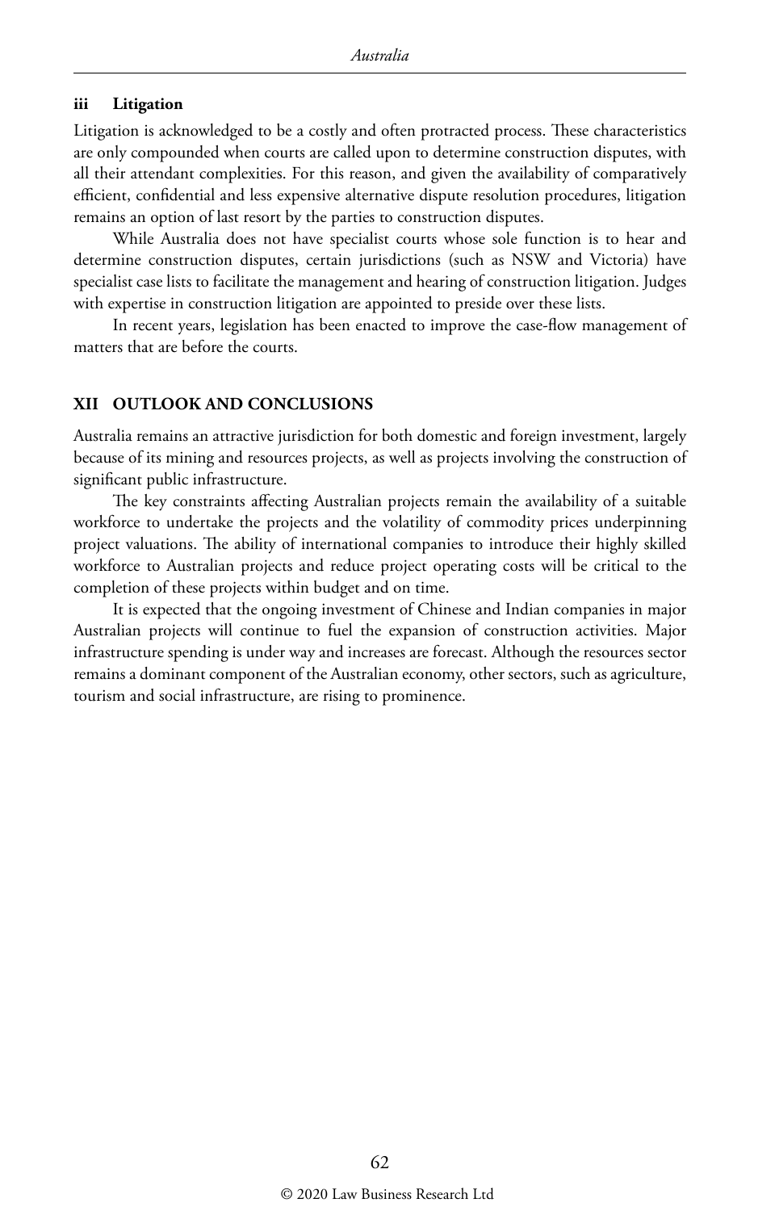### iii Litigation

Litigation is acknowledged to be a costly and often protracted process. These characteristics are only compounded when courts are called upon to determine construction disputes, with all their attendant complexities. For this reason, and given the availability of comparatively efficient, confidential and less expensive alternative dispute resolution procedures, litigation remains an option of last resort by the parties to construction disputes.

While Australia does not have specialist courts whose sole function is to hear and determine construction disputes, certain jurisdictions (such as NSW and Victoria) have specialist case lists to facilitate the management and hearing of construction litigation. Judges with expertise in construction litigation are appointed to preside over these lists.

In recent years, legislation has been enacted to improve the case-flow management of matters that are before the courts.

## XII OUTLOOK AND CONCLUSIONS

Australia remains an attractive jurisdiction for both domestic and foreign investment, largely because of its mining and resources projects, as well as projects involving the construction of significant public infrastructure.

The key constraints affecting Australian projects remain the availability of a suitable workforce to undertake the projects and the volatility of commodity prices underpinning project valuations. The ability of international companies to introduce their highly skilled workforce to Australian projects and reduce project operating costs will be critical to the completion of these projects within budget and on time.

It is expected that the ongoing investment of Chinese and Indian companies in major Australian projects will continue to fuel the expansion of construction activities. Major infrastructure spending is under way and increases are forecast. Although the resources sector remains a dominant component of the Australian economy, other sectors, such as agriculture, tourism and social infrastructure, are rising to prominence.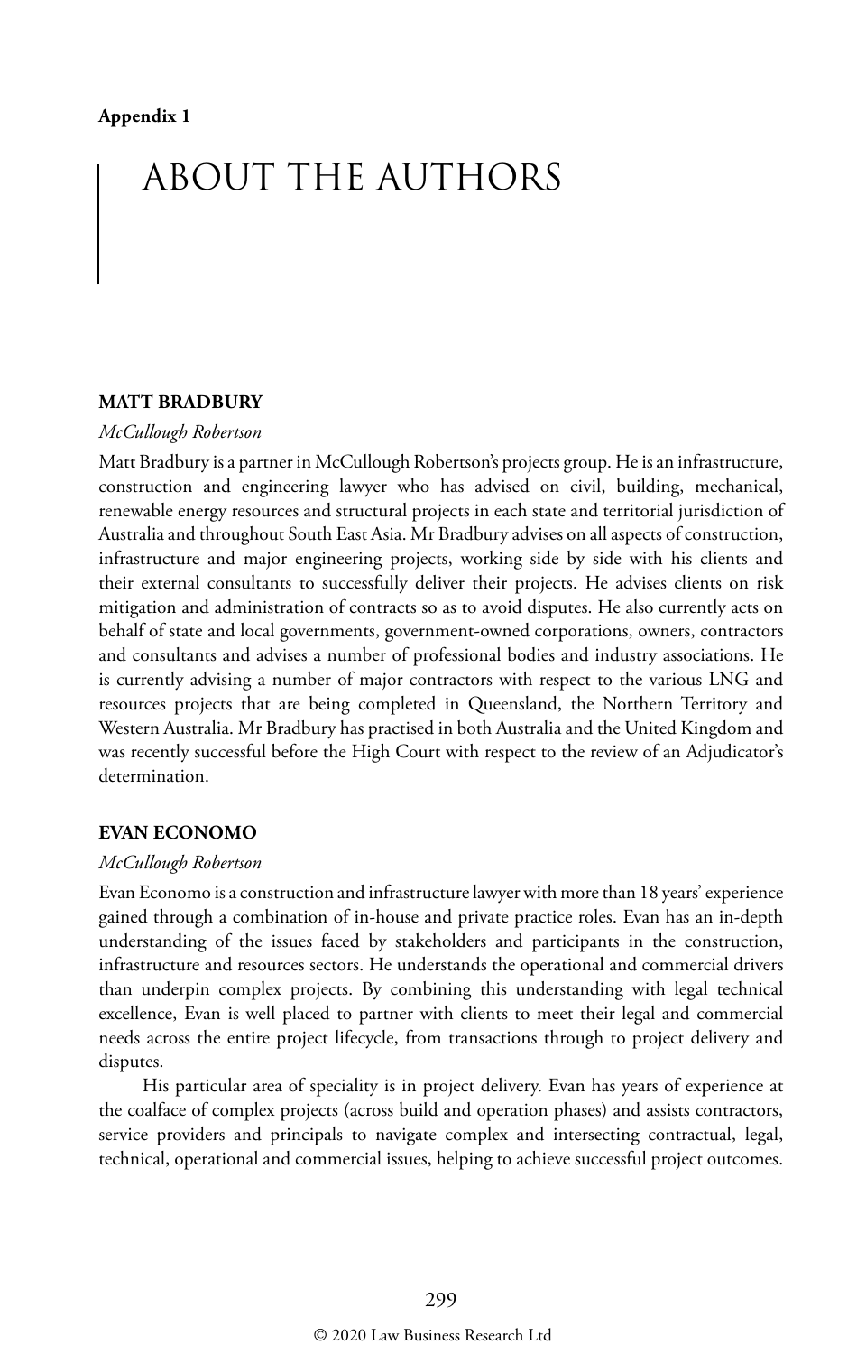**Appendix 1**

# ABOUT THE AUTHORS

### MATT BRADBURY

*McCullough Robertson*

Matt Bradbury is a partner in McCullough Robertson's projects group. He is an infrastructure, construction and engineering lawyer who has advised on civil, building, mechanical, renewable energy resources and structural projects in each state and territorial jurisdiction of Australia and throughout South East Asia. Mr Bradbury advises on all aspects of construction, infrastructure and major engineering projects, working side by side with his clients and their external consultants to successfully deliver their projects. He advises clients on risk mitigation and administration of contracts so as to avoid disputes. He also currently acts on behalf of state and local governments, government-owned corporations, owners, contractors and consultants and advises a number of professional bodies and industry associations. He is currently advising a number of major contractors with respect to the various LNG and resources projects that are being completed in Queensland, the Northern Territory and Western Australia. Mr Bradbury has practised in both Australia and the United Kingdom and was recently successful before the High Court with respect to the review of an Adjudicator's determination.

### EVAN ECONOMO

*McCullough Robertson*

Evan Economo is a construction and infrastructure lawyer with more than 18 years' experience gained through a combination of in-house and private practice roles. Evan has an in-depth understanding of the issues faced by stakeholders and participants in the construction, infrastructure and resources sectors. He understands the operational and commercial drivers than underpin complex projects. By combining this understanding with legal technical excellence, Evan is well placed to partner with clients to meet their legal and commercial needs across the entire project lifecycle, from transactions through to project delivery and disputes.

His particular area of speciality is in project delivery. Evan has years of experience at the coalface of complex projects (across build and operation phases) and assists contractors, service providers and principals to navigate complex and intersecting contractual, legal, technical, operational and commercial issues, helping to achieve successful project outcomes.

© 2020 Law Business Research Ltd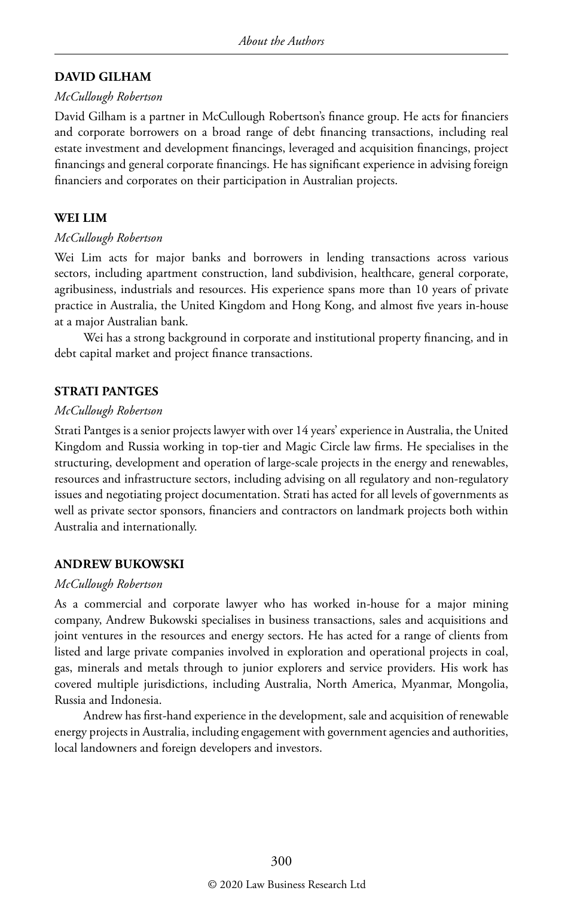## DAVID GILHAM

*McCullough Robertson*

David Gilham is a partner in McCullough Robertson's finance group. He acts for financiers and corporate borrowers on a broad range of debt financing transactions, including real estate investment and development financings, leveraged and acquisition financings, project financings and general corporate financings. He has significant experience in advising foreign financiers and corporates on their participation in Australian projects.

## WEI LIM

*McCullough Robertson*

Wei Lim acts for major banks and borrowers in lending transactions across various sectors, including apartment construction, land subdivision, healthcare, general corporate, agribusiness, industrials and resources. His experience spans more than 10 years of private practice in Australia, the United Kingdom and Hong Kong, and almost five years in-house at a major Australian bank.

Wei has a strong background in corporate and institutional property financing, and in debt capital market and project finance transactions.

## STRATI PANTGES

*McCullough Robertson*

Strati Pantges is a senior projects lawyer with over 14 years' experience in Australia, the United Kingdom and Russia working in top-tier and Magic Circle law firms. He specialises in the structuring, development and operation of large-scale projects in the energy and renewables, resources and infrastructure sectors, including advising on all regulatory and non-regulatory issues and negotiating project documentation. Strati has acted for all levels of governments as well as private sector sponsors, financiers and contractors on landmark projects both within Australia and internationally.

## ANDREW BUKOWSKI

*McCullough Robertson*

As a commercial and corporate lawyer who has worked in-house for a major mining company, Andrew Bukowski specialises in business transactions, sales and acquisitions and joint ventures in the resources and energy sectors. He has acted for a range of clients from listed and large private companies involved in exploration and operational projects in coal, gas, minerals and metals through to junior explorers and service providers. His work has covered multiple jurisdictions, including Australia, North America, Myanmar, Mongolia, Russia and Indonesia.

Andrew has first-hand experience in the development, sale and acquisition of renewable energy projects in Australia, including engagement with government agencies and authorities, local landowners and foreign developers and investors.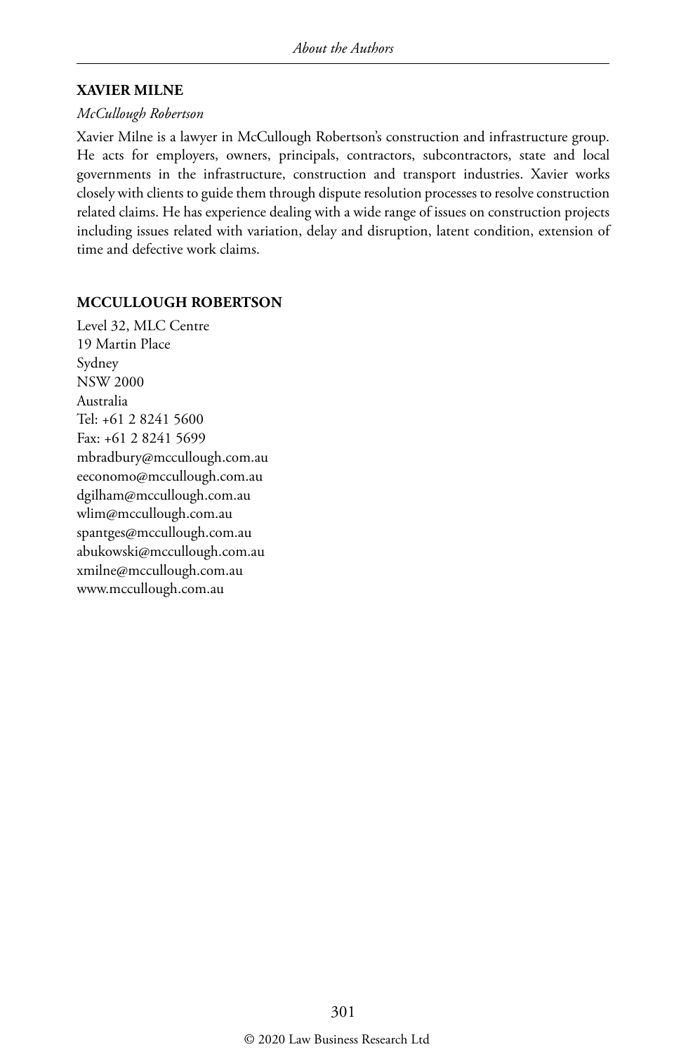### XAVIER MILNE

*McCullough Robertson*

Xavier Milne is a lawyer in McCullough Robertson's construction and infrastructure group. He acts for employers, owners, principals, contractors, subcontractors, state and local governments in the infrastructure, construction and transport industries. Xavier works closely with clients to guide them through dispute resolution processes to resolve construction related claims. He has experience dealing with a wide range of issues on construction projects including issues related with variation, delay and disruption, latent condition, extension of time and defective work claims.

### MCCULLOUGH ROBERTSON

Level 32, MLC Centre
19 Martin Place
Sydney
NSW 2000
Australia
Tel: +61 2 8241 5600
Fax: +61 2 8241 5699
mbradbury@mccullough.com.au
eeconomo@mccullough.com.au
dgilham@mccullough.com.au
wlim@mccullough.com.au
spantges@mccullough.com.au
abukowski@mccullough.com.au
xmilne@mccullough.com.au
www.mccullough.com.au

© 2020 Law Business Research Ltd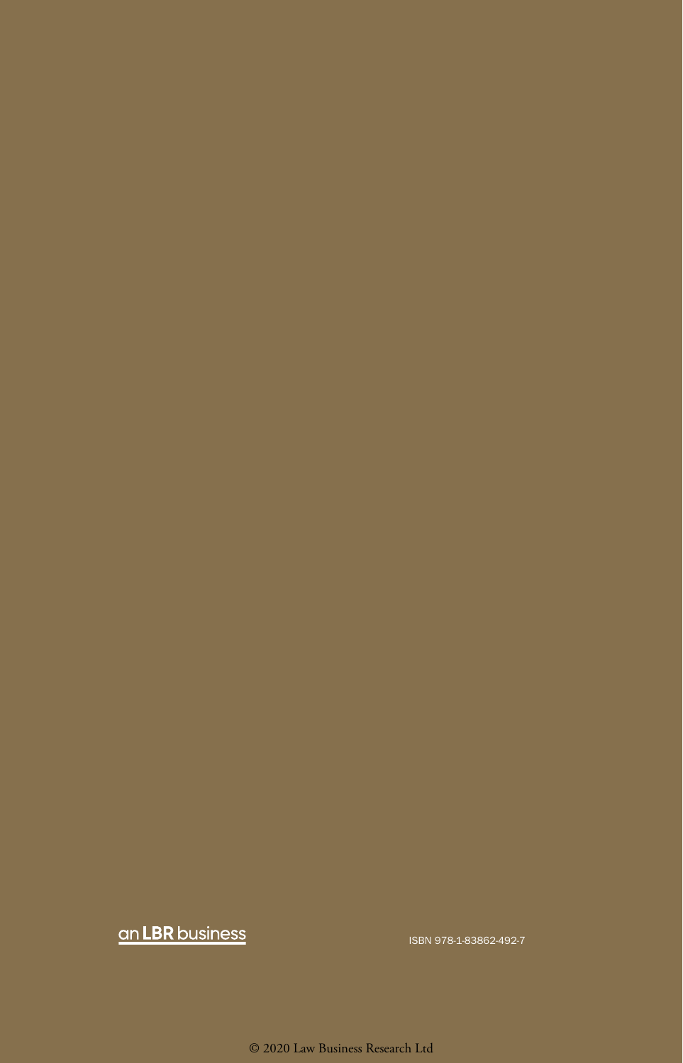an LBR business

ISBN 978-1-83862-492-7

© 2020 Law Business Research Ltd